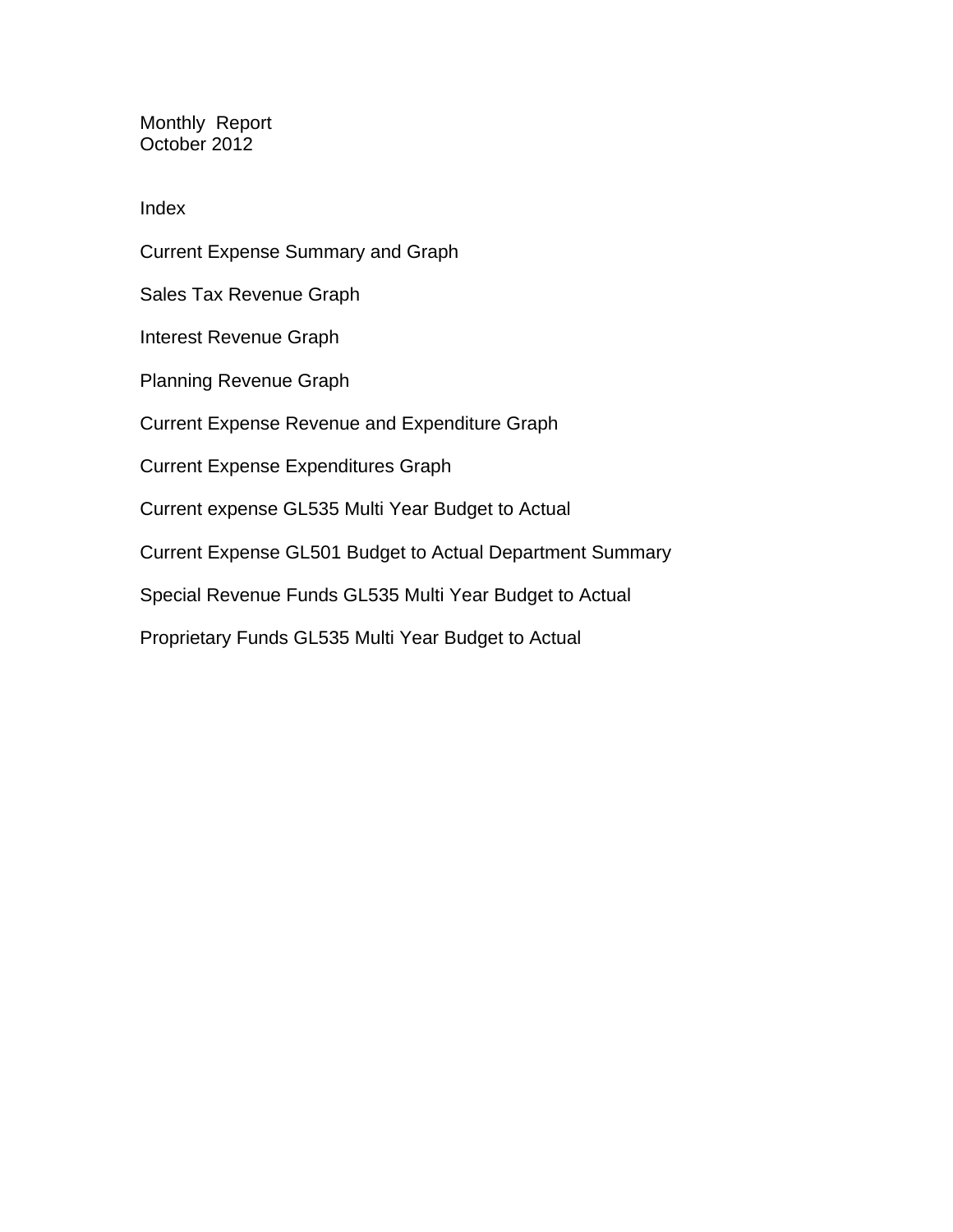Monthly Report
October 2012

Index

Current Expense Summary and Graph

Sales Tax Revenue Graph

Interest Revenue Graph

Planning Revenue Graph

Current Expense Revenue and Expenditure Graph

Current Expense Expenditures Graph

Current expense GL535 Multi Year Budget to Actual

Current Expense GL501 Budget to Actual Department Summary

Special Revenue Funds GL535 Multi Year Budget to Actual

Proprietary Funds GL535 Multi Year Budget to Actual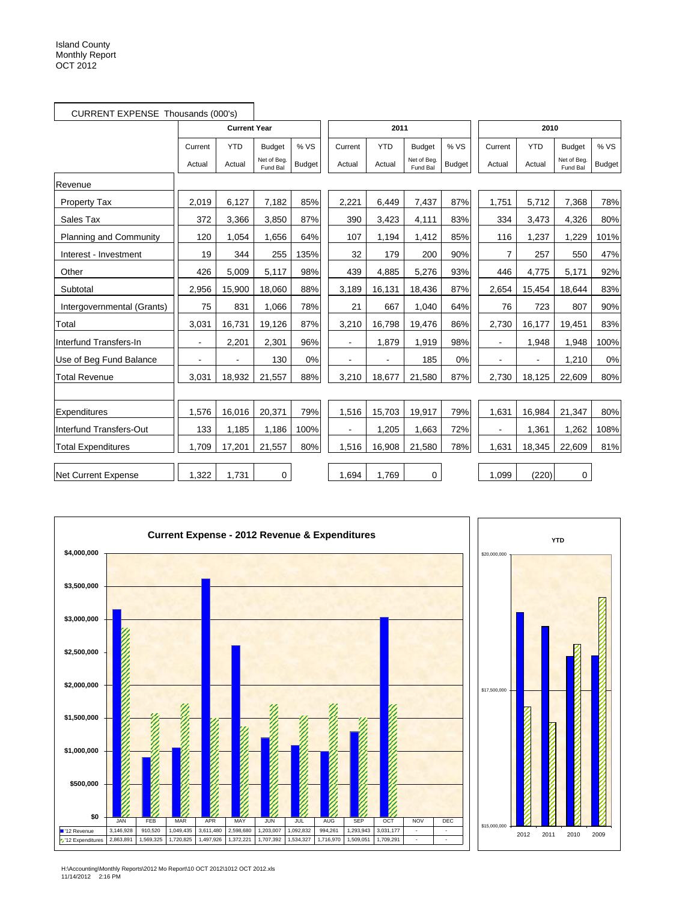Island County
Monthly Report
OCT 2012

CURRENT EXPENSE Thousands (000's)

| | Current Year | | | | 2011 | | | | 2010 | | | |
|---|---|---|---|---|---|---|---|---|---|---|---|---|
| | Current Actual | YTD Actual | Budget Net of Beg. Fund Bal | % VS Budget | Current Actual | YTD Actual | Budget Net of Beg. Fund Bal | % VS Budget | Current Actual | YTD Actual | Budget Net of Beg. Fund Bal | % VS Budget |
| Revenue | | | | | | | | | | | | |
| Property Tax | 2,019 | 6,127 | 7,182 | 85% | 2,221 | 6,449 | 7,437 | 87% | 1,751 | 5,712 | 7,368 | 78% |
| Sales Tax | 372 | 3,366 | 3,850 | 87% | 390 | 3,423 | 4,111 | 83% | 334 | 3,473 | 4,326 | 80% |
| Planning and Community | 120 | 1,054 | 1,656 | 64% | 107 | 1,194 | 1,412 | 85% | 116 | 1,237 | 1,229 | 101% |
| Interest - Investment | 19 | 344 | 255 | 135% | 32 | 179 | 200 | 90% | 7 | 257 | 550 | 47% |
| Other | 426 | 5,009 | 5,117 | 98% | 439 | 4,885 | 5,276 | 93% | 446 | 4,775 | 5,171 | 92% |
| Subtotal | 2,956 | 15,900 | 18,060 | 88% | 3,189 | 16,131 | 18,436 | 87% | 2,654 | 15,454 | 18,644 | 83% |
| Intergovernmental (Grants) | 75 | 831 | 1,066 | 78% | 21 | 667 | 1,040 | 64% | 76 | 723 | 807 | 90% |
| Total | 3,031 | 16,731 | 19,126 | 87% | 3,210 | 16,798 | 19,476 | 86% | 2,730 | 16,177 | 19,451 | 83% |
| Interfund Transfers-In | - | 2,201 | 2,301 | 96% | - | 1,879 | 1,919 | 98% | - | 1,948 | 1,948 | 100% |
| Use of Beg Fund Balance | - | - | 130 | 0% | - | - | 185 | 0% | - | - | 1,210 | 0% |
| Total Revenue | 3,031 | 18,932 | 21,557 | 88% | 3,210 | 18,677 | 21,580 | 87% | 2,730 | 18,125 | 22,609 | 80% |
| | | | | | | | | | | | | |
| Expenditures | 1,576 | 16,016 | 20,371 | 79% | 1,516 | 15,703 | 19,917 | 79% | 1,631 | 16,984 | 21,347 | 80% |
| Interfund Transfers-Out | 133 | 1,185 | 1,186 | 100% | - | 1,205 | 1,663 | 72% | - | 1,361 | 1,262 | 108% |
| Total Expenditures | 1,709 | 17,201 | 21,557 | 80% | 1,516 | 16,908 | 21,580 | 78% | 1,631 | 18,345 | 22,609 | 81% |
| | | | | | | | | | | | | |
| Net Current Expense | 1,322 | 1,731 | 0 | | 1,694 | 1,769 | 0 | | 1,099 | (220) | 0 | |

Current Expense - 2012 Revenue & Expenditures

$4,000,000
$3,500,000
$3,000,000
$2,500,000
$2,000,000
$1,500,000
$1,000,000
$500,000
$0

JAN FEB MAR APR MAY JUN JUL AUG SEP OCT NOV DEC

'12 Revenue: 3,146,928 | 910,520 | 1,049,435 | 3,611,480 | 2,598,680 | 1,203,007 | 1,092,832 | 994,261 | 1,293,943 | 3,031,177 | - | -

'12 Expenditures: 2,863,891 | 1,569,325 | 1,720,825 | 1,497,926 | 1,372,221 | 1,707,392 | 1,534,327 | 1,716,970 | 1,509,051 | 1,709,291 | - | -

YTD

$20,000,000
$17,500,000
$15,000,000

2012 2011 2010 2009

H:\Accounting\Monthly Reports\2012 Mo Report\10 OCT 2012\1012 OCT 2012.xls
11/14/2012 2:16 PM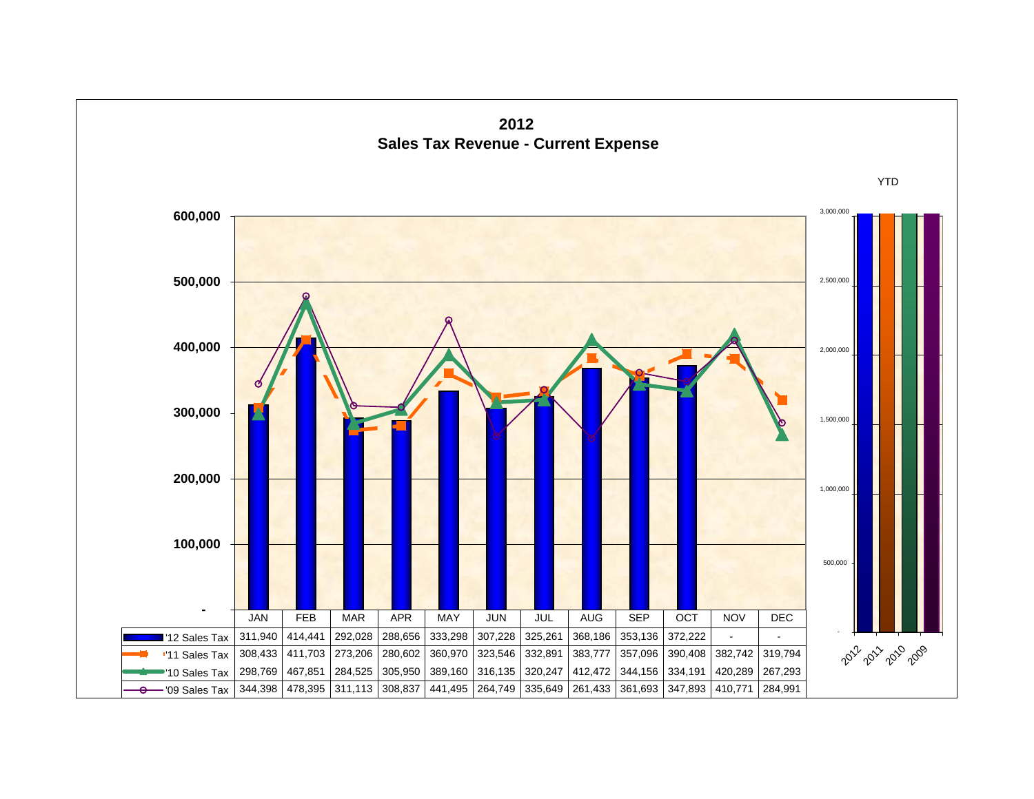**2012**
**Sales Tax Revenue - Current Expense**

YTD

600,000
500,000
400,000
300,000
200,000
100,000
-

3,000,000
2,500,000
2,000,000
1,500,000
1,000,000
500,000
-

2012 2011 2010 2009

| | JAN | FEB | MAR | APR | MAY | JUN | JUL | AUG | SEP | OCT | NOV | DEC |
|---|---|---|---|---|---|---|---|---|---|---|---|---|
| '12 Sales Tax | 311,940 | 414,441 | 292,028 | 288,656 | 333,298 | 307,228 | 325,261 | 368,186 | 353,136 | 372,222 | - | - |
| '11 Sales Tax | 308,433 | 411,703 | 273,206 | 280,602 | 360,970 | 323,546 | 332,891 | 383,777 | 357,096 | 390,408 | 382,742 | 319,794 |
| '10 Sales Tax | 298,769 | 467,851 | 284,525 | 305,950 | 389,160 | 316,135 | 320,247 | 412,472 | 344,156 | 334,191 | 420,289 | 267,293 |
| '09 Sales Tax | 344,398 | 478,395 | 311,113 | 308,837 | 441,495 | 264,749 | 335,649 | 261,433 | 361,693 | 347,893 | 410,771 | 284,991 |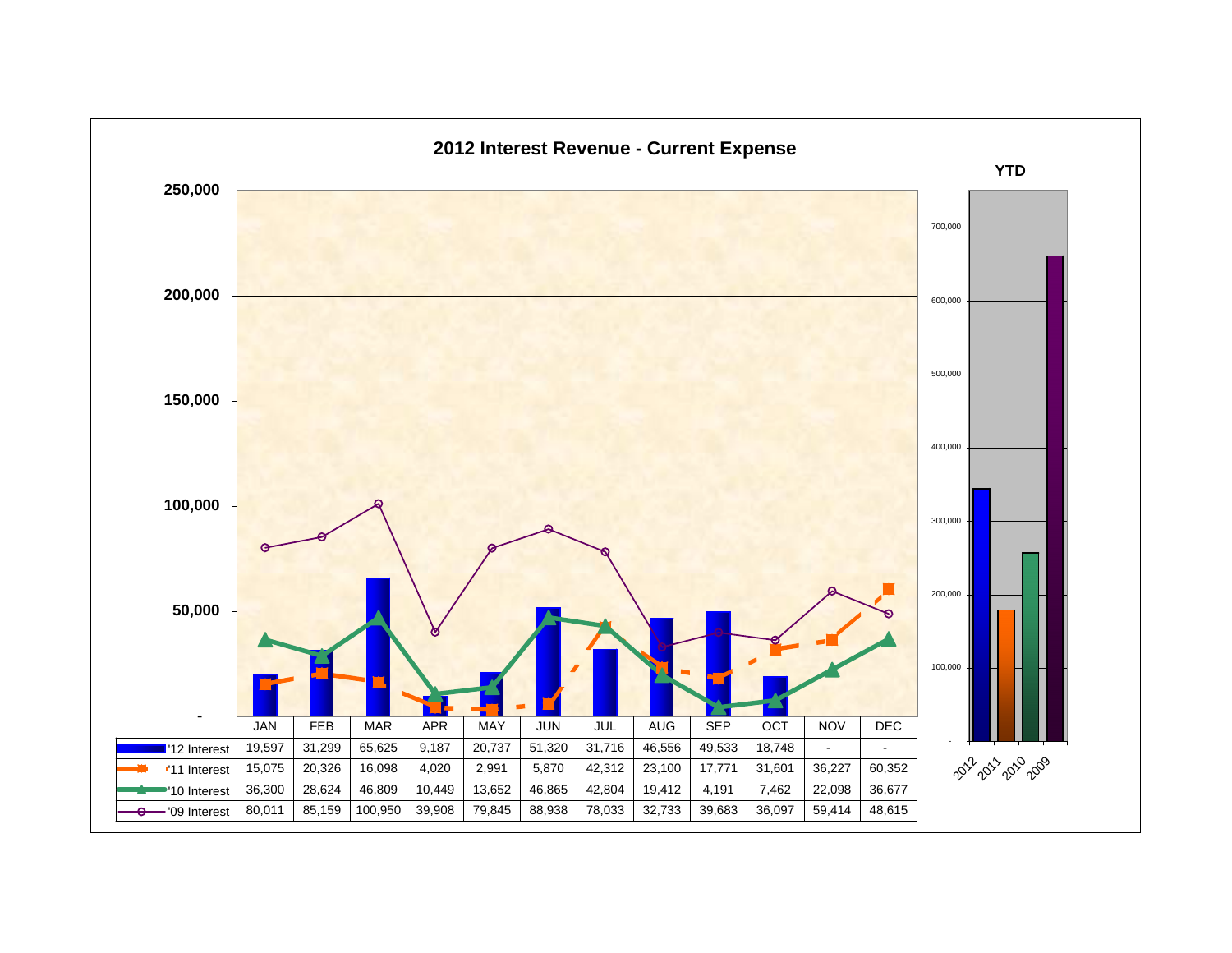## 2012 Interest Revenue - Current Expense

250,000
200,000
150,000
100,000
50,000
-

| | JAN | FEB | MAR | APR | MAY | JUN | JUL | AUG | SEP | OCT | NOV | DEC |
|---|---|---|---|---|---|---|---|---|---|---|---|---|
| '12 Interest | 19,597 | 31,299 | 65,625 | 9,187 | 20,737 | 51,320 | 31,716 | 46,556 | 49,533 | 18,748 | - | - |
| '11 Interest | 15,075 | 20,326 | 16,098 | 4,020 | 2,991 | 5,870 | 42,312 | 23,100 | 17,771 | 31,601 | 36,227 | 60,352 |
| '10 Interest | 36,300 | 28,624 | 46,809 | 10,449 | 13,652 | 46,865 | 42,804 | 19,412 | 4,191 | 7,462 | 22,098 | 36,677 |
| '09 Interest | 80,011 | 85,159 | 100,950 | 39,908 | 79,845 | 88,938 | 78,033 | 32,733 | 39,683 | 36,097 | 59,414 | 48,615 |

**YTD**

700,000
600,000
500,000
400,000
300,000
200,000
100,000
-

2012 2011 2010 2009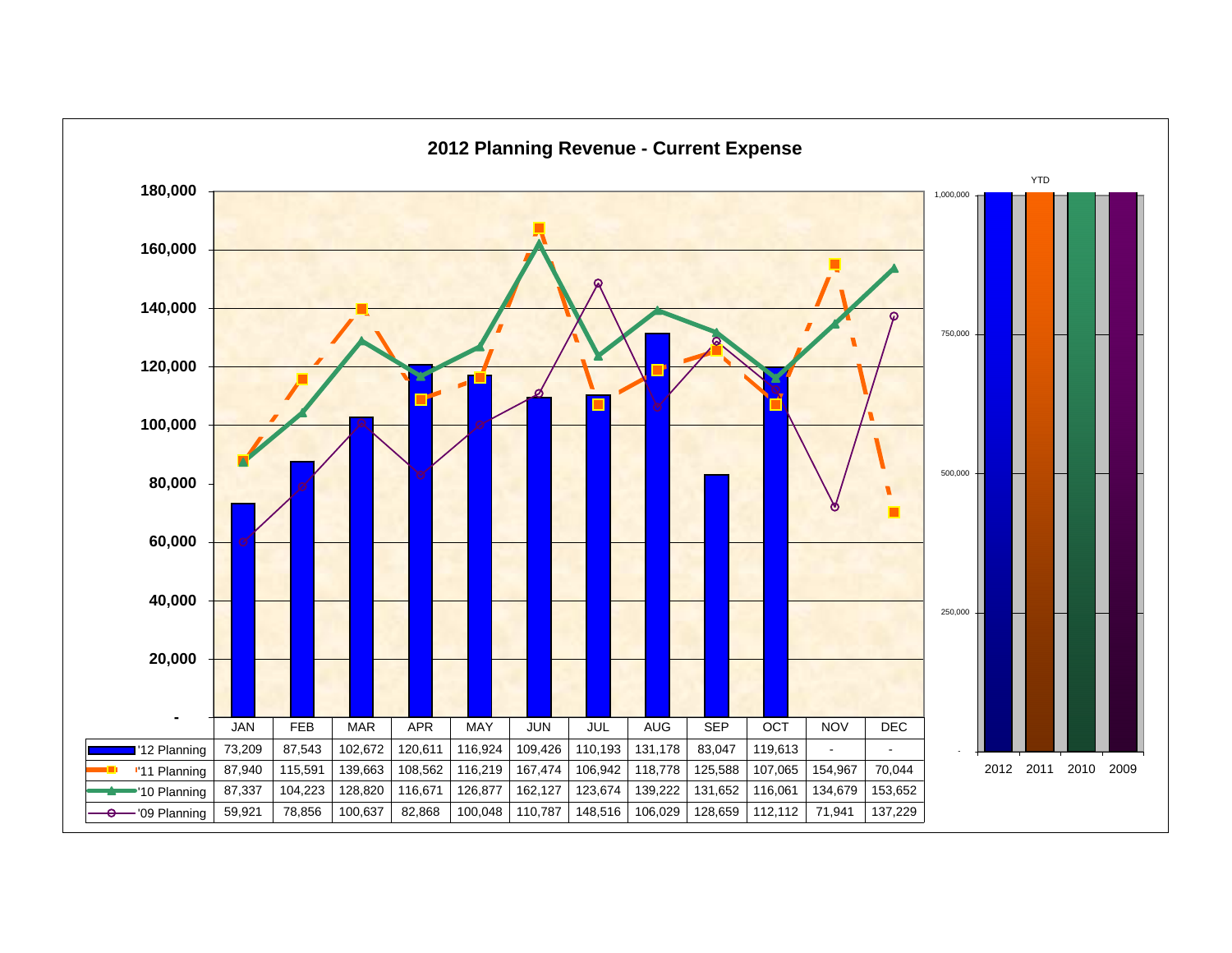## 2012 Planning Revenue - Current Expense

180,000
160,000
140,000
120,000
100,000
80,000
60,000
40,000
20,000
-

| | JAN | FEB | MAR | APR | MAY | JUN | JUL | AUG | SEP | OCT | NOV | DEC |
|---|---|---|---|---|---|---|---|---|---|---|---|---|
| '12 Planning | 73,209 | 87,543 | 102,672 | 120,611 | 116,924 | 109,426 | 110,193 | 131,178 | 83,047 | 119,613 | - | - |
| '11 Planning | 87,940 | 115,591 | 139,663 | 108,562 | 116,219 | 167,474 | 106,942 | 118,778 | 125,588 | 107,065 | 154,967 | 70,044 |
| '10 Planning | 87,337 | 104,223 | 128,820 | 116,671 | 126,877 | 162,127 | 123,674 | 139,222 | 131,652 | 116,061 | 134,679 | 153,652 |
| '09 Planning | 59,921 | 78,856 | 100,637 | 82,868 | 100,048 | 110,787 | 148,516 | 106,029 | 128,659 | 112,112 | 71,941 | 137,229 |

YTD

1,000,000
750,000
500,000
250,000
-

2012 2011 2010 2009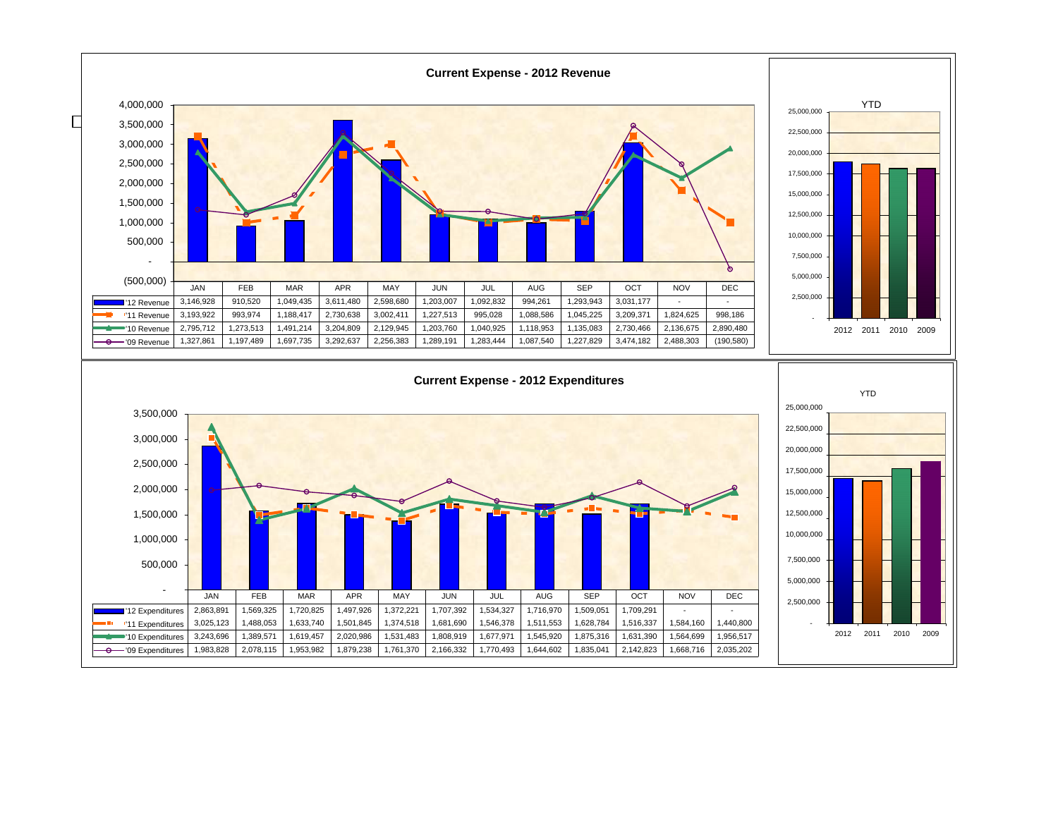## Current Expense - 2012 Revenue

4,000,000
3,500,000
3,000,000
2,500,000
2,000,000
1,500,000
1,000,000
500,000
-
(500,000)

| | JAN | FEB | MAR | APR | MAY | JUN | JUL | AUG | SEP | OCT | NOV | DEC |
|---|---|---|---|---|---|---|---|---|---|---|---|---|
| '12 Revenue | 3,146,928 | 910,520 | 1,049,435 | 3,611,480 | 2,598,680 | 1,203,007 | 1,092,832 | 994,261 | 1,293,943 | 3,031,177 | - | - |
| '11 Revenue | 3,193,922 | 993,974 | 1,188,417 | 2,730,638 | 3,002,411 | 1,227,513 | 995,028 | 1,088,586 | 1,045,225 | 3,209,371 | 1,824,625 | 998,186 |
| '10 Revenue | 2,795,712 | 1,273,513 | 1,491,214 | 3,204,809 | 2,129,945 | 1,203,760 | 1,040,925 | 1,118,953 | 1,135,083 | 2,730,466 | 2,136,675 | 2,890,480 |
| '09 Revenue | 1,327,861 | 1,197,489 | 1,697,735 | 3,292,637 | 2,256,383 | 1,289,191 | 1,283,444 | 1,087,540 | 1,227,829 | 3,474,182 | 2,488,303 | (190,580) |

YTD

25,000,000
22,500,000
20,000,000
17,500,000
15,000,000
12,500,000
10,000,000
7,500,000
5,000,000
2,500,000
-

2012 2011 2010 2009

## Current Expense - 2012 Expenditures

3,500,000
3,000,000
2,500,000
2,000,000
1,500,000
1,000,000
500,000
-

| | JAN | FEB | MAR | APR | MAY | JUN | JUL | AUG | SEP | OCT | NOV | DEC |
|---|---|---|---|---|---|---|---|---|---|---|---|---|
| '12 Expenditures | 2,863,891 | 1,569,325 | 1,720,825 | 1,497,926 | 1,372,221 | 1,707,392 | 1,534,327 | 1,716,970 | 1,509,051 | 1,709,291 | - | - |
| '11 Expenditures | 3,025,123 | 1,488,053 | 1,633,740 | 1,501,845 | 1,374,518 | 1,681,690 | 1,546,378 | 1,511,553 | 1,628,784 | 1,516,337 | 1,584,160 | 1,440,800 |
| '10 Expenditures | 3,243,696 | 1,389,571 | 1,619,457 | 2,020,986 | 1,531,483 | 1,808,919 | 1,677,971 | 1,545,920 | 1,875,316 | 1,631,390 | 1,564,699 | 1,956,517 |
| '09 Expenditures | 1,983,828 | 2,078,115 | 1,953,982 | 1,879,238 | 1,761,370 | 2,166,332 | 1,770,493 | 1,644,602 | 1,835,041 | 2,142,823 | 1,668,716 | 2,035,202 |

YTD

25,000,000
22,500,000
20,000,000
17,500,000
15,000,000
12,500,000
10,000,000
7,500,000
5,000,000
2,500,000
-

2012 2011 2010 2009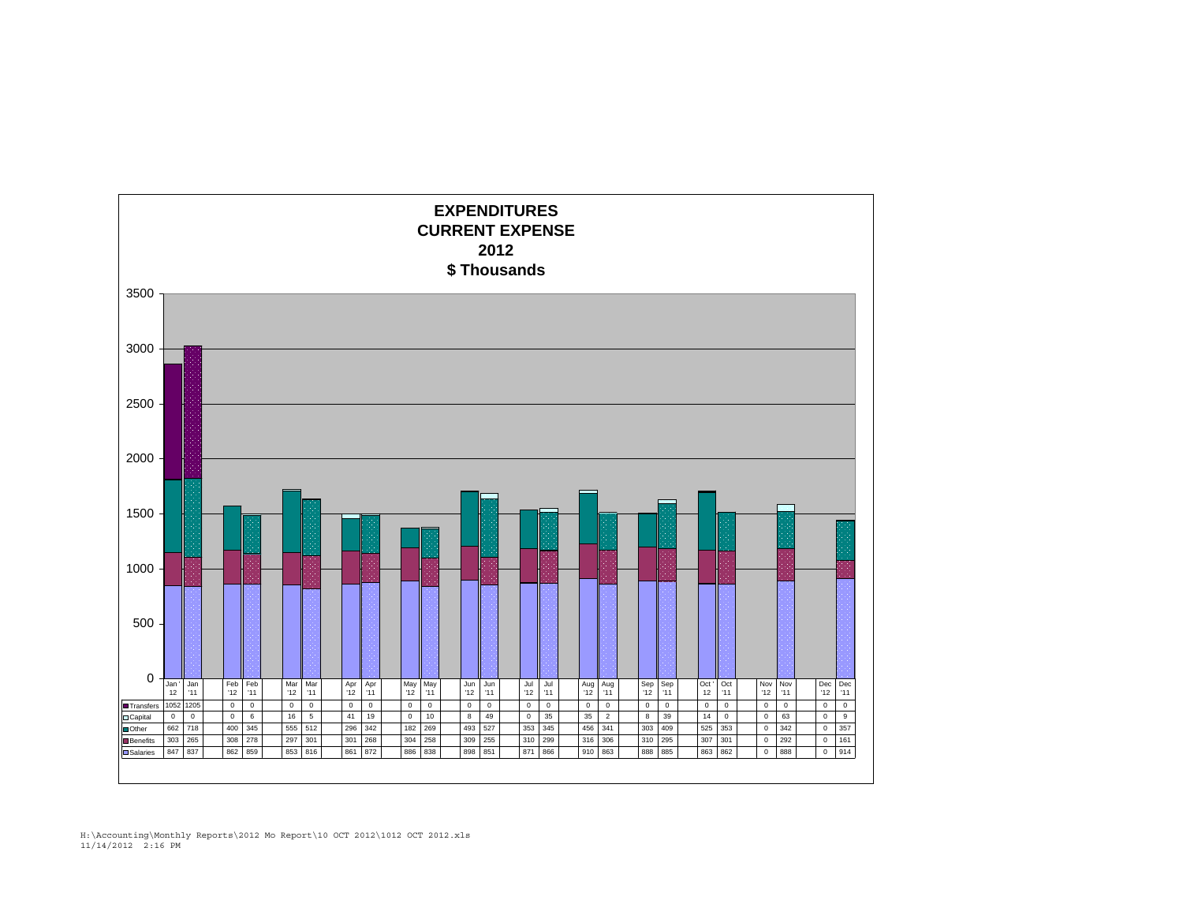**EXPENDITURES**
**CURRENT EXPENSE**
**2012**
**$ Thousands**

3500
3000
2500
2000
1500
1000
500
0

| | Jan '12 | Jan '11 | Feb '12 | Feb '11 | Mar '12 | Mar '11 | Apr '12 | Apr '11 | May '12 | May '11 | Jun '12 | Jun '11 | Jul '12 | Jul '11 | Aug '12 | Aug '11 | Sep '12 | Sep '11 | Oct '12 | Oct '11 | Nov '12 | Nov '11 | Dec '12 | Dec '11 |
|---|---|---|---|---|---|---|---|---|---|---|---|---|---|---|---|---|---|---|---|---|---|---|---|---|
| Transfers | 1052 | 1205 | 0 | 0 | 0 | 0 | 0 | 0 | 0 | 0 | 0 | 0 | 0 | 0 | 0 | 0 | 0 | 0 | 0 | 0 | 0 | 0 | 0 | 0 |
| Capital | 0 | 0 | 0 | 6 | 16 | 5 | 41 | 19 | 0 | 10 | 8 | 49 | 0 | 35 | 35 | 2 | 8 | 39 | 14 | 0 | 0 | 63 | 0 | 9 |
| Other | 662 | 718 | 400 | 345 | 555 | 512 | 296 | 342 | 182 | 269 | 493 | 527 | 353 | 345 | 456 | 341 | 303 | 409 | 525 | 353 | 0 | 342 | 0 | 357 |
| Benefits | 303 | 265 | 308 | 278 | 297 | 301 | 301 | 268 | 304 | 258 | 309 | 255 | 310 | 299 | 316 | 306 | 310 | 295 | 307 | 301 | 0 | 292 | 0 | 161 |
| Salaries | 847 | 837 | 862 | 859 | 853 | 816 | 861 | 872 | 886 | 838 | 898 | 851 | 871 | 866 | 910 | 863 | 888 | 885 | 863 | 862 | 0 | 888 | 0 | 914 |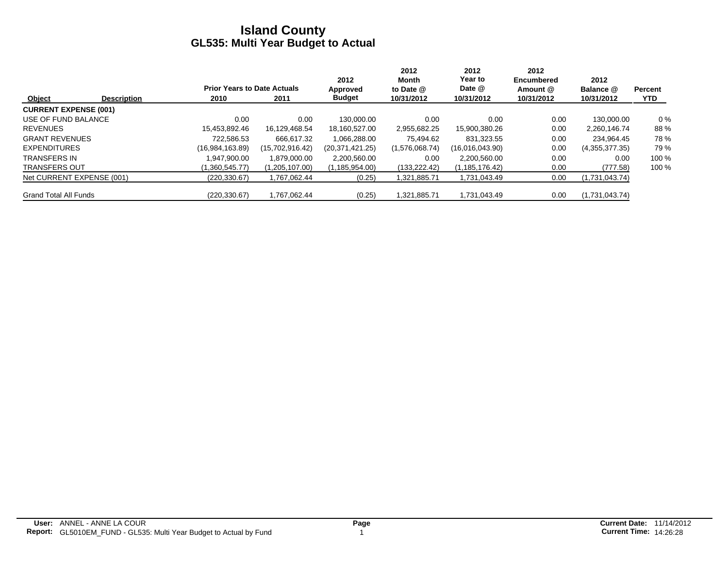# Island County
## GL535: Multi Year Budget to Actual

| Object | Description | Prior Years to Date Actuals 2010 | Prior Years to Date Actuals 2011 | 2012 Approved Budget | 2012 Month to Date @ 10/31/2012 | 2012 Year to Date @ 10/31/2012 | 2012 Encumbered Amount @ 10/31/2012 | 2012 Balance @ 10/31/2012 | Percent YTD |
|---|---|---|---|---|---|---|---|---|---|
| **CURRENT EXPENSE (001)** | | | | | | | | | |
| USE OF FUND BALANCE | | 0.00 | 0.00 | 130,000.00 | 0.00 | 0.00 | 0.00 | 130,000.00 | 0 % |
| REVENUES | | 15,453,892.46 | 16,129,468.54 | 18,160,527.00 | 2,955,682.25 | 15,900,380.26 | 0.00 | 2,260,146.74 | 88 % |
| GRANT REVENUES | | 722,586.53 | 666,617.32 | 1,066,288.00 | 75,494.62 | 831,323.55 | 0.00 | 234,964.45 | 78 % |
| EXPENDITURES | | (16,984,163.89) | (15,702,916.42) | (20,371,421.25) | (1,576,068.74) | (16,016,043.90) | 0.00 | (4,355,377.35) | 79 % |
| TRANSFERS IN | | 1,947,900.00 | 1,879,000.00 | 2,200,560.00 | 0.00 | 2,200,560.00 | 0.00 | 0.00 | 100 % |
| TRANSFERS OUT | | (1,360,545.77) | (1,205,107.00) | (1,185,954.00) | (133,222.42) | (1,185,176.42) | 0.00 | (777.58) | 100 % |
| Net CURRENT EXPENSE (001) | | (220,330.67) | 1,767,062.44 | (0.25) | 1,321,885.71 | 1,731,043.49 | 0.00 | (1,731,043.74) | |
| Grand Total All Funds | | (220,330.67) | 1,767,062.44 | (0.25) | 1,321,885.71 | 1,731,043.49 | 0.00 | (1,731,043.74) | |

**User:** ANNEL - ANNE LA COUR
**Report:** GL5010EM_FUND - GL535: Multi Year Budget to Actual by Fund
**Current Date:** 11/14/2012
**Current Time:** 14:26:28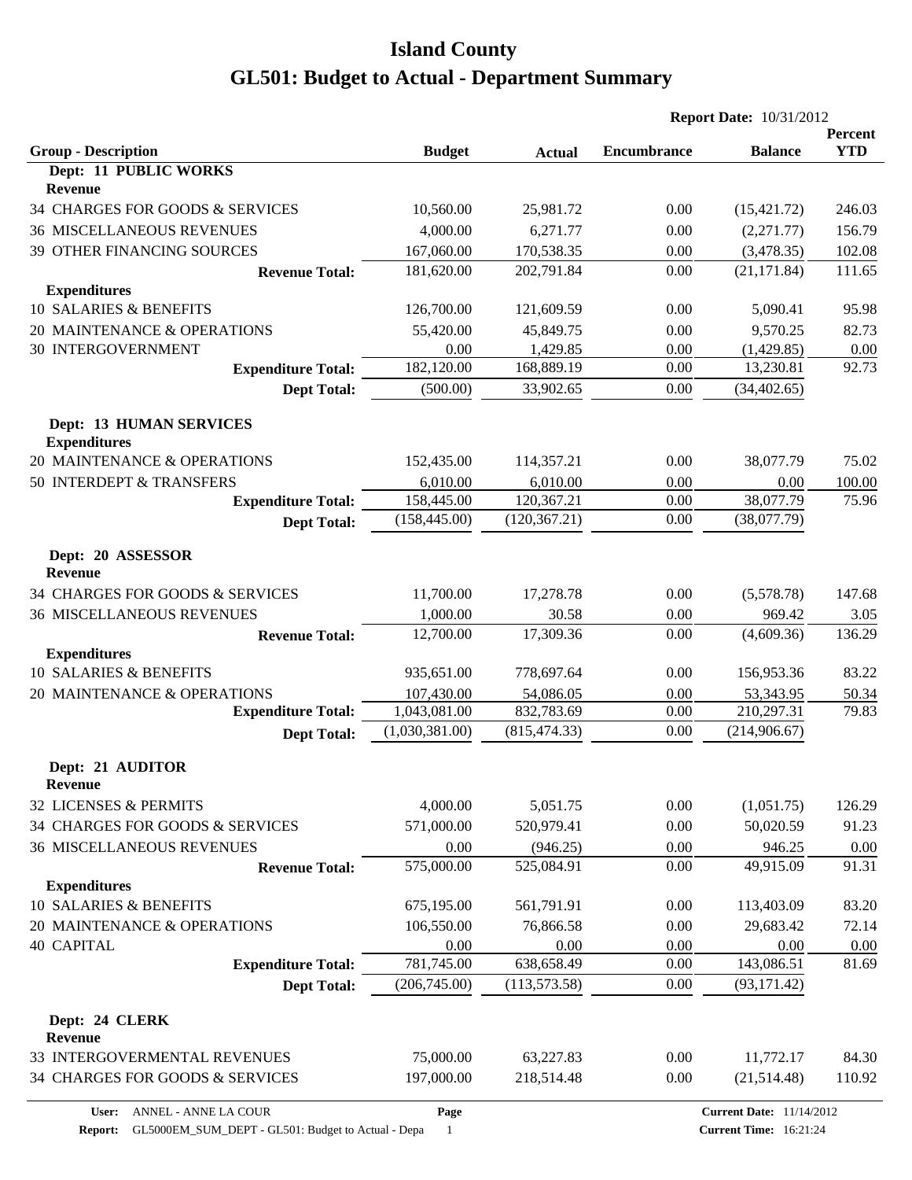# Island County

# GL501: Budget to Actual - Department Summary

**Report Date:** 10/31/2012

| Group - Description | Budget | Actual | Encumbrance | Balance | Percent YTD |
|---|---|---|---|---|---|
| **Dept: 11 PUBLIC WORKS** | | | | | |
| **Revenue** | | | | | |
| 34 CHARGES FOR GOODS & SERVICES | 10,560.00 | 25,981.72 | 0.00 | (15,421.72) | 246.03 |
| 36 MISCELLANEOUS REVENUES | 4,000.00 | 6,271.77 | 0.00 | (2,271.77) | 156.79 |
| 39 OTHER FINANCING SOURCES | 167,060.00 | 170,538.35 | 0.00 | (3,478.35) | 102.08 |
| **Revenue Total:** | 181,620.00 | 202,791.84 | 0.00 | (21,171.84) | 111.65 |
| **Expenditures** | | | | | |
| 10 SALARIES & BENEFITS | 126,700.00 | 121,609.59 | 0.00 | 5,090.41 | 95.98 |
| 20 MAINTENANCE & OPERATIONS | 55,420.00 | 45,849.75 | 0.00 | 9,570.25 | 82.73 |
| 30 INTERGOVERNMENT | 0.00 | 1,429.85 | 0.00 | (1,429.85) | 0.00 |
| **Expenditure Total:** | 182,120.00 | 168,889.19 | 0.00 | 13,230.81 | 92.73 |
| **Dept Total:** | (500.00) | 33,902.65 | 0.00 | (34,402.65) | |
| **Dept: 13 HUMAN SERVICES** | | | | | |
| **Expenditures** | | | | | |
| 20 MAINTENANCE & OPERATIONS | 152,435.00 | 114,357.21 | 0.00 | 38,077.79 | 75.02 |
| 50 INTERDEPT & TRANSFERS | 6,010.00 | 6,010.00 | 0.00 | 0.00 | 100.00 |
| **Expenditure Total:** | 158,445.00 | 120,367.21 | 0.00 | 38,077.79 | 75.96 |
| **Dept Total:** | (158,445.00) | (120,367.21) | 0.00 | (38,077.79) | |
| **Dept: 20 ASSESSOR** | | | | | |
| **Revenue** | | | | | |
| 34 CHARGES FOR GOODS & SERVICES | 11,700.00 | 17,278.78 | 0.00 | (5,578.78) | 147.68 |
| 36 MISCELLANEOUS REVENUES | 1,000.00 | 30.58 | 0.00 | 969.42 | 3.05 |
| **Revenue Total:** | 12,700.00 | 17,309.36 | 0.00 | (4,609.36) | 136.29 |
| **Expenditures** | | | | | |
| 10 SALARIES & BENEFITS | 935,651.00 | 778,697.64 | 0.00 | 156,953.36 | 83.22 |
| 20 MAINTENANCE & OPERATIONS | 107,430.00 | 54,086.05 | 0.00 | 53,343.95 | 50.34 |
| **Expenditure Total:** | 1,043,081.00 | 832,783.69 | 0.00 | 210,297.31 | 79.83 |
| **Dept Total:** | (1,030,381.00) | (815,474.33) | 0.00 | (214,906.67) | |
| **Dept: 21 AUDITOR** | | | | | |
| **Revenue** | | | | | |
| 32 LICENSES & PERMITS | 4,000.00 | 5,051.75 | 0.00 | (1,051.75) | 126.29 |
| 34 CHARGES FOR GOODS & SERVICES | 571,000.00 | 520,979.41 | 0.00 | 50,020.59 | 91.23 |
| 36 MISCELLANEOUS REVENUES | 0.00 | (946.25) | 0.00 | 946.25 | 0.00 |
| **Revenue Total:** | 575,000.00 | 525,084.91 | 0.00 | 49,915.09 | 91.31 |
| **Expenditures** | | | | | |
| 10 SALARIES & BENEFITS | 675,195.00 | 561,791.91 | 0.00 | 113,403.09 | 83.20 |
| 20 MAINTENANCE & OPERATIONS | 106,550.00 | 76,866.58 | 0.00 | 29,683.42 | 72.14 |
| 40 CAPITAL | 0.00 | 0.00 | 0.00 | 0.00 | 0.00 |
| **Expenditure Total:** | 781,745.00 | 638,658.49 | 0.00 | 143,086.51 | 81.69 |
| **Dept Total:** | (206,745.00) | (113,573.58) | 0.00 | (93,171.42) | |
| **Dept: 24 CLERK** | | | | | |
| **Revenue** | | | | | |
| 33 INTERGOVERMENTAL REVENUES | 75,000.00 | 63,227.83 | 0.00 | 11,772.17 | 84.30 |
| 34 CHARGES FOR GOODS & SERVICES | 197,000.00 | 218,514.48 | 0.00 | (21,514.48) | 110.92 |

**User:** ANNEL - ANNE LA COUR
**Report:** GL5000EM_SUM_DEPT - GL501: Budget to Actual - Depa
**Current Date:** 11/14/2012
**Current Time:** 16:21:24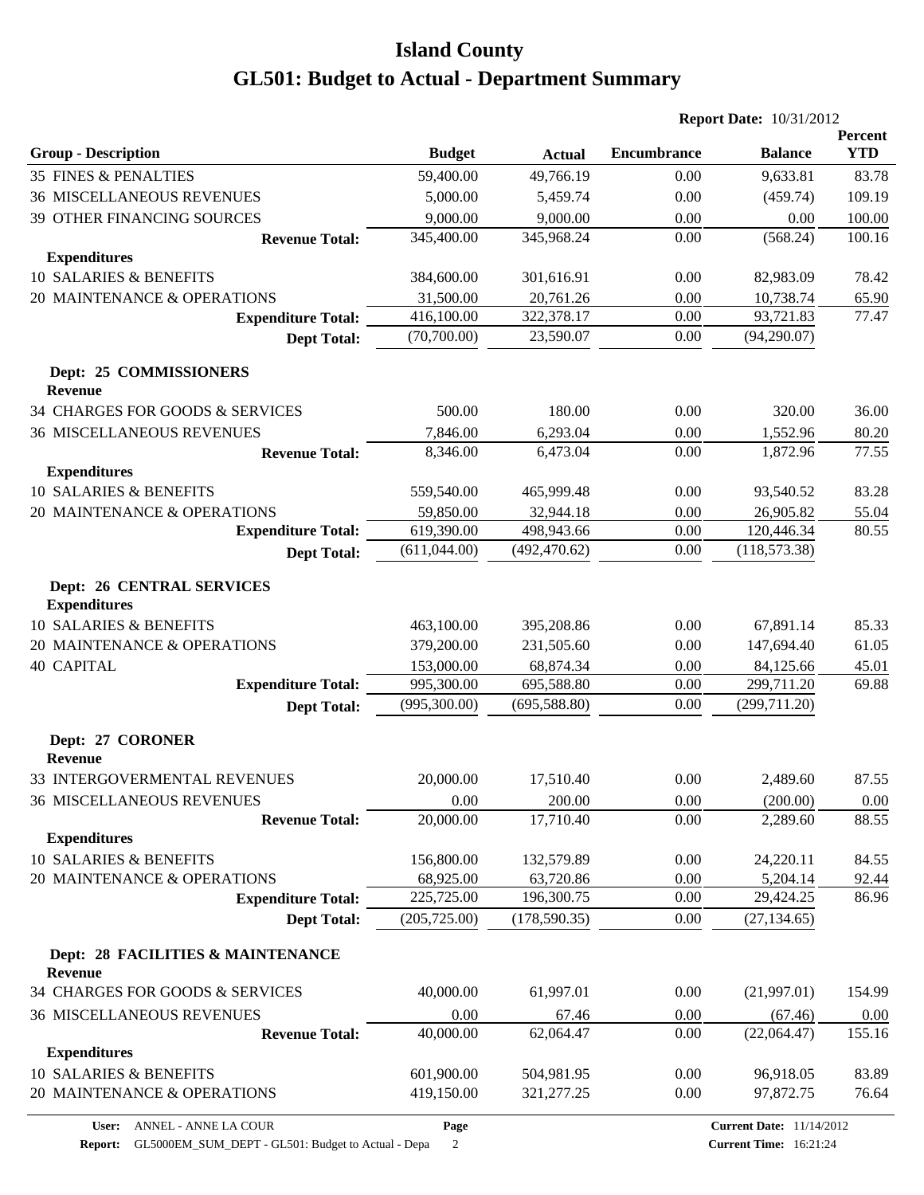# Island County

# GL501: Budget to Actual - Department Summary

**Report Date:** 10/31/2012

| Group - Description | Budget | Actual | Encumbrance | Balance | Percent YTD |
|---|---|---|---|---|---|
| 35 FINES & PENALTIES | 59,400.00 | 49,766.19 | 0.00 | 9,633.81 | 83.78 |
| 36 MISCELLANEOUS REVENUES | 5,000.00 | 5,459.74 | 0.00 | (459.74) | 109.19 |
| 39 OTHER FINANCING SOURCES | 9,000.00 | 9,000.00 | 0.00 | 0.00 | 100.00 |
| **Revenue Total:** | 345,400.00 | 345,968.24 | 0.00 | (568.24) | 100.16 |
| **Expenditures** | | | | | |
| 10 SALARIES & BENEFITS | 384,600.00 | 301,616.91 | 0.00 | 82,983.09 | 78.42 |
| 20 MAINTENANCE & OPERATIONS | 31,500.00 | 20,761.26 | 0.00 | 10,738.74 | 65.90 |
| **Expenditure Total:** | 416,100.00 | 322,378.17 | 0.00 | 93,721.83 | 77.47 |
| **Dept Total:** | (70,700.00) | 23,590.07 | 0.00 | (94,290.07) | |
| **Dept: 25 COMMISSIONERS** | | | | | |
| **Revenue** | | | | | |
| 34 CHARGES FOR GOODS & SERVICES | 500.00 | 180.00 | 0.00 | 320.00 | 36.00 |
| 36 MISCELLANEOUS REVENUES | 7,846.00 | 6,293.04 | 0.00 | 1,552.96 | 80.20 |
| **Revenue Total:** | 8,346.00 | 6,473.04 | 0.00 | 1,872.96 | 77.55 |
| **Expenditures** | | | | | |
| 10 SALARIES & BENEFITS | 559,540.00 | 465,999.48 | 0.00 | 93,540.52 | 83.28 |
| 20 MAINTENANCE & OPERATIONS | 59,850.00 | 32,944.18 | 0.00 | 26,905.82 | 55.04 |
| **Expenditure Total:** | 619,390.00 | 498,943.66 | 0.00 | 120,446.34 | 80.55 |
| **Dept Total:** | (611,044.00) | (492,470.62) | 0.00 | (118,573.38) | |
| **Dept: 26 CENTRAL SERVICES** | | | | | |
| **Expenditures** | | | | | |
| 10 SALARIES & BENEFITS | 463,100.00 | 395,208.86 | 0.00 | 67,891.14 | 85.33 |
| 20 MAINTENANCE & OPERATIONS | 379,200.00 | 231,505.60 | 0.00 | 147,694.40 | 61.05 |
| 40 CAPITAL | 153,000.00 | 68,874.34 | 0.00 | 84,125.66 | 45.01 |
| **Expenditure Total:** | 995,300.00 | 695,588.80 | 0.00 | 299,711.20 | 69.88 |
| **Dept Total:** | (995,300.00) | (695,588.80) | 0.00 | (299,711.20) | |
| **Dept: 27 CORONER** | | | | | |
| **Revenue** | | | | | |
| 33 INTERGOVERMENTAL REVENUES | 20,000.00 | 17,510.40 | 0.00 | 2,489.60 | 87.55 |
| 36 MISCELLANEOUS REVENUES | 0.00 | 200.00 | 0.00 | (200.00) | 0.00 |
| **Revenue Total:** | 20,000.00 | 17,710.40 | 0.00 | 2,289.60 | 88.55 |
| **Expenditures** | | | | | |
| 10 SALARIES & BENEFITS | 156,800.00 | 132,579.89 | 0.00 | 24,220.11 | 84.55 |
| 20 MAINTENANCE & OPERATIONS | 68,925.00 | 63,720.86 | 0.00 | 5,204.14 | 92.44 |
| **Expenditure Total:** | 225,725.00 | 196,300.75 | 0.00 | 29,424.25 | 86.96 |
| **Dept Total:** | (205,725.00) | (178,590.35) | 0.00 | (27,134.65) | |
| **Dept: 28 FACILITIES & MAINTENANCE** | | | | | |
| **Revenue** | | | | | |
| 34 CHARGES FOR GOODS & SERVICES | 40,000.00 | 61,997.01 | 0.00 | (21,997.01) | 154.99 |
| 36 MISCELLANEOUS REVENUES | 0.00 | 67.46 | 0.00 | (67.46) | 0.00 |
| **Revenue Total:** | 40,000.00 | 62,064.47 | 0.00 | (22,064.47) | 155.16 |
| **Expenditures** | | | | | |
| 10 SALARIES & BENEFITS | 601,900.00 | 504,981.95 | 0.00 | 96,918.05 | 83.89 |
| 20 MAINTENANCE & OPERATIONS | 419,150.00 | 321,277.25 | 0.00 | 97,872.75 | 76.64 |

**User:** ANNEL - ANNE LA COUR
**Report:** GL5000EM_SUM_DEPT - GL501: Budget to Actual - Depa
**Current Date:** 11/14/2012
**Current Time:** 16:21:24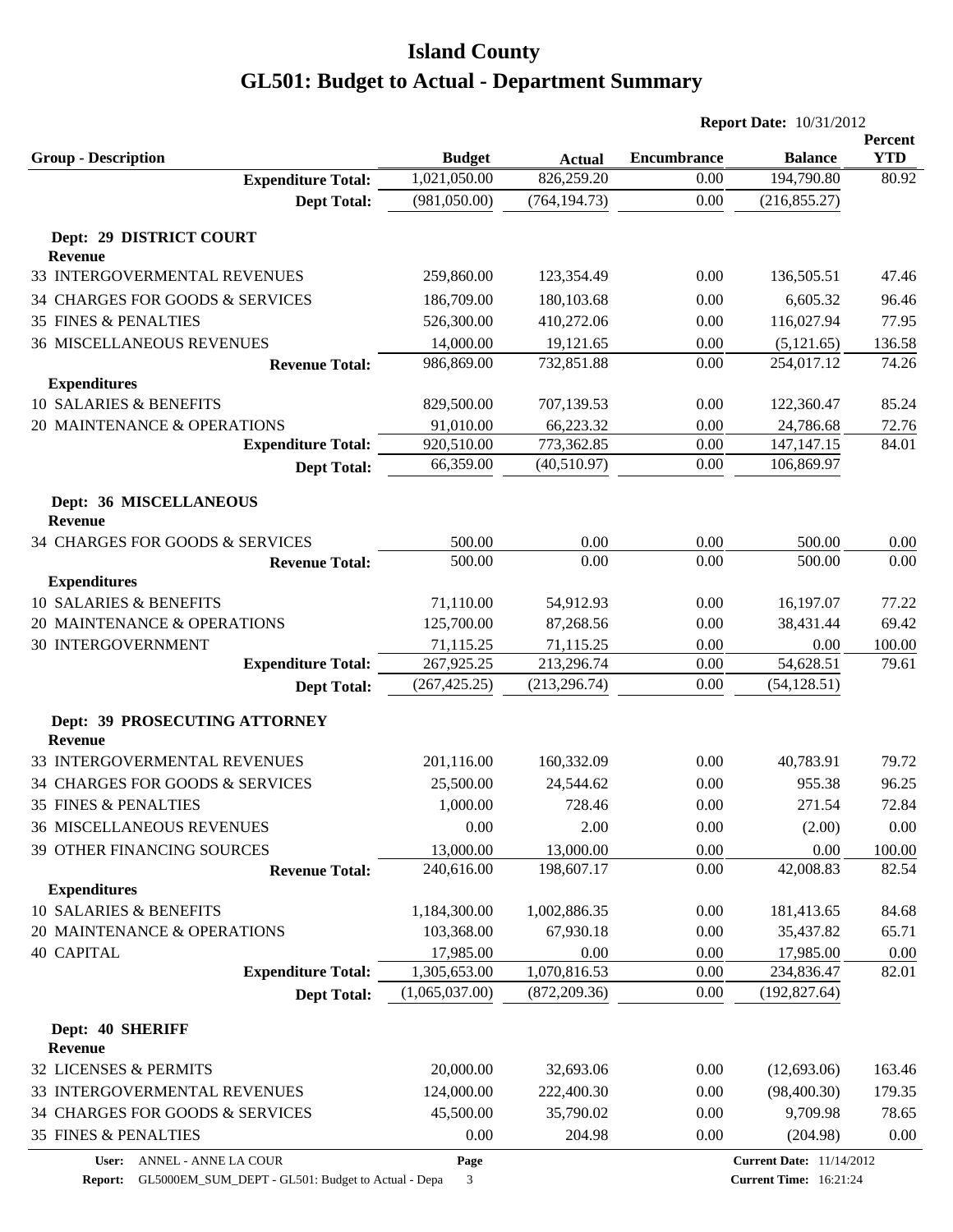# Island County
# GL501: Budget to Actual - Department Summary

**Report Date:** 10/31/2012

| Group - Description | Budget | Actual | Encumbrance | Balance | Percent YTD |
|---|---|---|---|---|---|
| **Expenditure Total:** | 1,021,050.00 | 826,259.20 | 0.00 | 194,790.80 | 80.92 |
| **Dept Total:** | (981,050.00) | (764,194.73) | 0.00 | (216,855.27) | |
| **Dept: 29 DISTRICT COURT** | | | | | |
| **Revenue** | | | | | |
| 33 INTERGOVERMENTAL REVENUES | 259,860.00 | 123,354.49 | 0.00 | 136,505.51 | 47.46 |
| 34 CHARGES FOR GOODS & SERVICES | 186,709.00 | 180,103.68 | 0.00 | 6,605.32 | 96.46 |
| 35 FINES & PENALTIES | 526,300.00 | 410,272.06 | 0.00 | 116,027.94 | 77.95 |
| 36 MISCELLANEOUS REVENUES | 14,000.00 | 19,121.65 | 0.00 | (5,121.65) | 136.58 |
| **Revenue Total:** | 986,869.00 | 732,851.88 | 0.00 | 254,017.12 | 74.26 |
| **Expenditures** | | | | | |
| 10 SALARIES & BENEFITS | 829,500.00 | 707,139.53 | 0.00 | 122,360.47 | 85.24 |
| 20 MAINTENANCE & OPERATIONS | 91,010.00 | 66,223.32 | 0.00 | 24,786.68 | 72.76 |
| **Expenditure Total:** | 920,510.00 | 773,362.85 | 0.00 | 147,147.15 | 84.01 |
| **Dept Total:** | 66,359.00 | (40,510.97) | 0.00 | 106,869.97 | |
| **Dept: 36 MISCELLANEOUS** | | | | | |
| **Revenue** | | | | | |
| 34 CHARGES FOR GOODS & SERVICES | 500.00 | 0.00 | 0.00 | 500.00 | 0.00 |
| **Revenue Total:** | 500.00 | 0.00 | 0.00 | 500.00 | 0.00 |
| **Expenditures** | | | | | |
| 10 SALARIES & BENEFITS | 71,110.00 | 54,912.93 | 0.00 | 16,197.07 | 77.22 |
| 20 MAINTENANCE & OPERATIONS | 125,700.00 | 87,268.56 | 0.00 | 38,431.44 | 69.42 |
| 30 INTERGOVERNMENT | 71,115.25 | 71,115.25 | 0.00 | 0.00 | 100.00 |
| **Expenditure Total:** | 267,925.25 | 213,296.74 | 0.00 | 54,628.51 | 79.61 |
| **Dept Total:** | (267,425.25) | (213,296.74) | 0.00 | (54,128.51) | |
| **Dept: 39 PROSECUTING ATTORNEY** | | | | | |
| **Revenue** | | | | | |
| 33 INTERGOVERMENTAL REVENUES | 201,116.00 | 160,332.09 | 0.00 | 40,783.91 | 79.72 |
| 34 CHARGES FOR GOODS & SERVICES | 25,500.00 | 24,544.62 | 0.00 | 955.38 | 96.25 |
| 35 FINES & PENALTIES | 1,000.00 | 728.46 | 0.00 | 271.54 | 72.84 |
| 36 MISCELLANEOUS REVENUES | 0.00 | 2.00 | 0.00 | (2.00) | 0.00 |
| 39 OTHER FINANCING SOURCES | 13,000.00 | 13,000.00 | 0.00 | 0.00 | 100.00 |
| **Revenue Total:** | 240,616.00 | 198,607.17 | 0.00 | 42,008.83 | 82.54 |
| **Expenditures** | | | | | |
| 10 SALARIES & BENEFITS | 1,184,300.00 | 1,002,886.35 | 0.00 | 181,413.65 | 84.68 |
| 20 MAINTENANCE & OPERATIONS | 103,368.00 | 67,930.18 | 0.00 | 35,437.82 | 65.71 |
| 40 CAPITAL | 17,985.00 | 0.00 | 0.00 | 17,985.00 | 0.00 |
| **Expenditure Total:** | 1,305,653.00 | 1,070,816.53 | 0.00 | 234,836.47 | 82.01 |
| **Dept Total:** | (1,065,037.00) | (872,209.36) | 0.00 | (192,827.64) | |
| **Dept: 40 SHERIFF** | | | | | |
| **Revenue** | | | | | |
| 32 LICENSES & PERMITS | 20,000.00 | 32,693.06 | 0.00 | (12,693.06) | 163.46 |
| 33 INTERGOVERMENTAL REVENUES | 124,000.00 | 222,400.30 | 0.00 | (98,400.30) | 179.35 |
| 34 CHARGES FOR GOODS & SERVICES | 45,500.00 | 35,790.02 | 0.00 | 9,709.98 | 78.65 |
| 35 FINES & PENALTIES | 0.00 | 204.98 | 0.00 | (204.98) | 0.00 |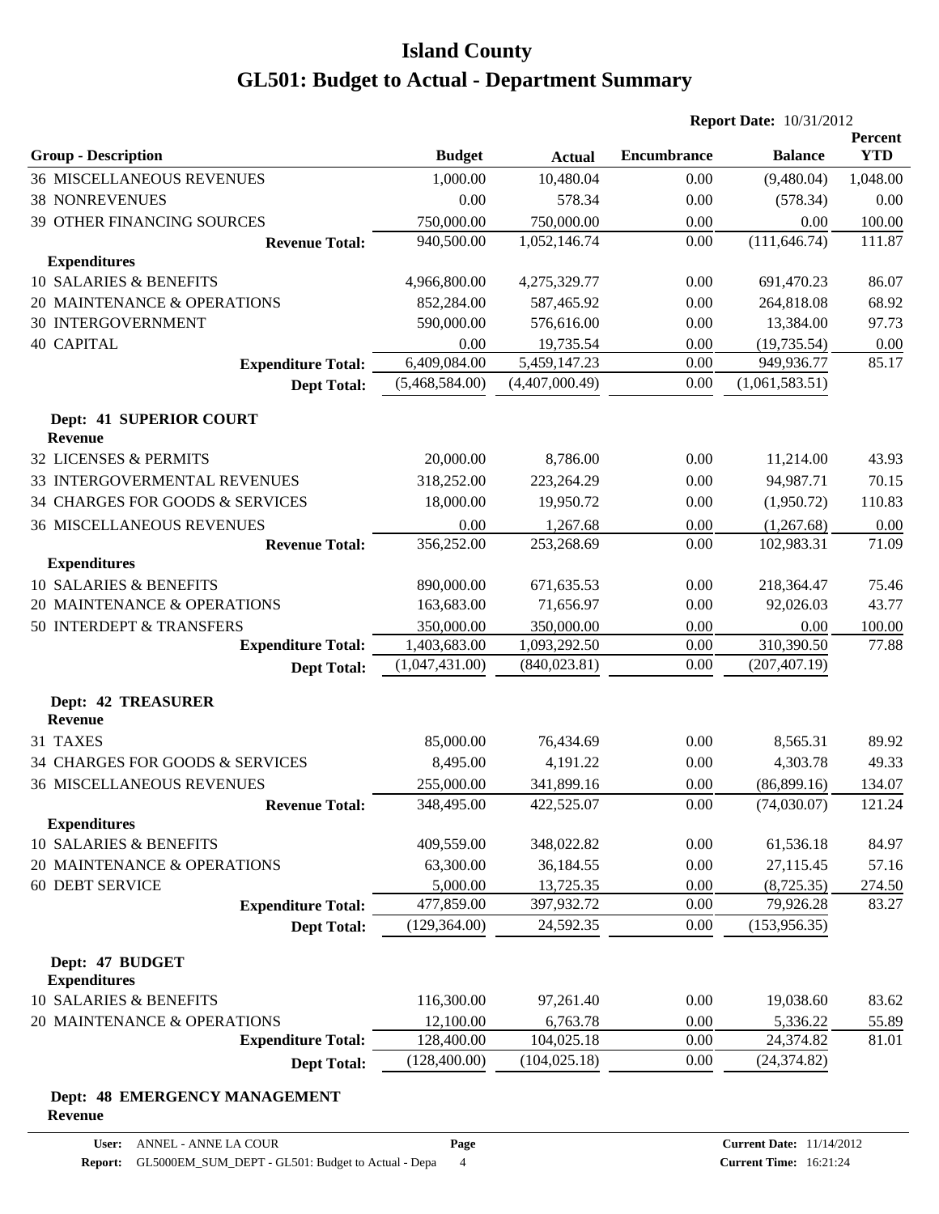# Island County
# GL501: Budget to Actual - Department Summary

**Report Date:** 10/31/2012

| Group - Description | Budget | Actual | Encumbrance | Balance | Percent YTD |
|---|---|---|---|---|---|
| 36 MISCELLANEOUS REVENUES | 1,000.00 | 10,480.04 | 0.00 | (9,480.04) | 1,048.00 |
| 38 NONREVENUES | 0.00 | 578.34 | 0.00 | (578.34) | 0.00 |
| 39 OTHER FINANCING SOURCES | 750,000.00 | 750,000.00 | 0.00 | 0.00 | 100.00 |
| **Revenue Total:** | 940,500.00 | 1,052,146.74 | 0.00 | (111,646.74) | 111.87 |
| **Expenditures** | | | | | |
| 10 SALARIES & BENEFITS | 4,966,800.00 | 4,275,329.77 | 0.00 | 691,470.23 | 86.07 |
| 20 MAINTENANCE & OPERATIONS | 852,284.00 | 587,465.92 | 0.00 | 264,818.08 | 68.92 |
| 30 INTERGOVERNMENT | 590,000.00 | 576,616.00 | 0.00 | 13,384.00 | 97.73 |
| 40 CAPITAL | 0.00 | 19,735.54 | 0.00 | (19,735.54) | 0.00 |
| **Expenditure Total:** | 6,409,084.00 | 5,459,147.23 | 0.00 | 949,936.77 | 85.17 |
| **Dept Total:** | (5,468,584.00) | (4,407,000.49) | 0.00 | (1,061,583.51) | |

**Dept: 41 SUPERIOR COURT**

| Group - Description | Budget | Actual | Encumbrance | Balance | Percent YTD |
|---|---|---|---|---|---|
| **Revenue** | | | | | |
| 32 LICENSES & PERMITS | 20,000.00 | 8,786.00 | 0.00 | 11,214.00 | 43.93 |
| 33 INTERGOVERMENTAL REVENUES | 318,252.00 | 223,264.29 | 0.00 | 94,987.71 | 70.15 |
| 34 CHARGES FOR GOODS & SERVICES | 18,000.00 | 19,950.72 | 0.00 | (1,950.72) | 110.83 |
| 36 MISCELLANEOUS REVENUES | 0.00 | 1,267.68 | 0.00 | (1,267.68) | 0.00 |
| **Revenue Total:** | 356,252.00 | 253,268.69 | 0.00 | 102,983.31 | 71.09 |
| **Expenditures** | | | | | |
| 10 SALARIES & BENEFITS | 890,000.00 | 671,635.53 | 0.00 | 218,364.47 | 75.46 |
| 20 MAINTENANCE & OPERATIONS | 163,683.00 | 71,656.97 | 0.00 | 92,026.03 | 43.77 |
| 50 INTERDEPT & TRANSFERS | 350,000.00 | 350,000.00 | 0.00 | 0.00 | 100.00 |
| **Expenditure Total:** | 1,403,683.00 | 1,093,292.50 | 0.00 | 310,390.50 | 77.88 |
| **Dept Total:** | (1,047,431.00) | (840,023.81) | 0.00 | (207,407.19) | |

**Dept: 42 TREASURER**

| Group - Description | Budget | Actual | Encumbrance | Balance | Percent YTD |
|---|---|---|---|---|---|
| **Revenue** | | | | | |
| 31 TAXES | 85,000.00 | 76,434.69 | 0.00 | 8,565.31 | 89.92 |
| 34 CHARGES FOR GOODS & SERVICES | 8,495.00 | 4,191.22 | 0.00 | 4,303.78 | 49.33 |
| 36 MISCELLANEOUS REVENUES | 255,000.00 | 341,899.16 | 0.00 | (86,899.16) | 134.07 |
| **Revenue Total:** | 348,495.00 | 422,525.07 | 0.00 | (74,030.07) | 121.24 |
| **Expenditures** | | | | | |
| 10 SALARIES & BENEFITS | 409,559.00 | 348,022.82 | 0.00 | 61,536.18 | 84.97 |
| 20 MAINTENANCE & OPERATIONS | 63,300.00 | 36,184.55 | 0.00 | 27,115.45 | 57.16 |
| 60 DEBT SERVICE | 5,000.00 | 13,725.35 | 0.00 | (8,725.35) | 274.50 |
| **Expenditure Total:** | 477,859.00 | 397,932.72 | 0.00 | 79,926.28 | 83.27 |
| **Dept Total:** | (129,364.00) | 24,592.35 | 0.00 | (153,956.35) | |

**Dept: 47 BUDGET**

| Group - Description | Budget | Actual | Encumbrance | Balance | Percent YTD |
|---|---|---|---|---|---|
| **Expenditures** | | | | | |
| 10 SALARIES & BENEFITS | 116,300.00 | 97,261.40 | 0.00 | 19,038.60 | 83.62 |
| 20 MAINTENANCE & OPERATIONS | 12,100.00 | 6,763.78 | 0.00 | 5,336.22 | 55.89 |
| **Expenditure Total:** | 128,400.00 | 104,025.18 | 0.00 | 24,374.82 | 81.01 |
| **Dept Total:** | (128,400.00) | (104,025.18) | 0.00 | (24,374.82) | |

**Dept: 48 EMERGENCY MANAGEMENT**

**Revenue**

User: ANNEL - ANNE LA COUR | Report: GL5000EM_SUM_DEPT - GL501: Budget to Actual - Depa | Page 4 | Current Date: 11/14/2012 | Current Time: 16:21:24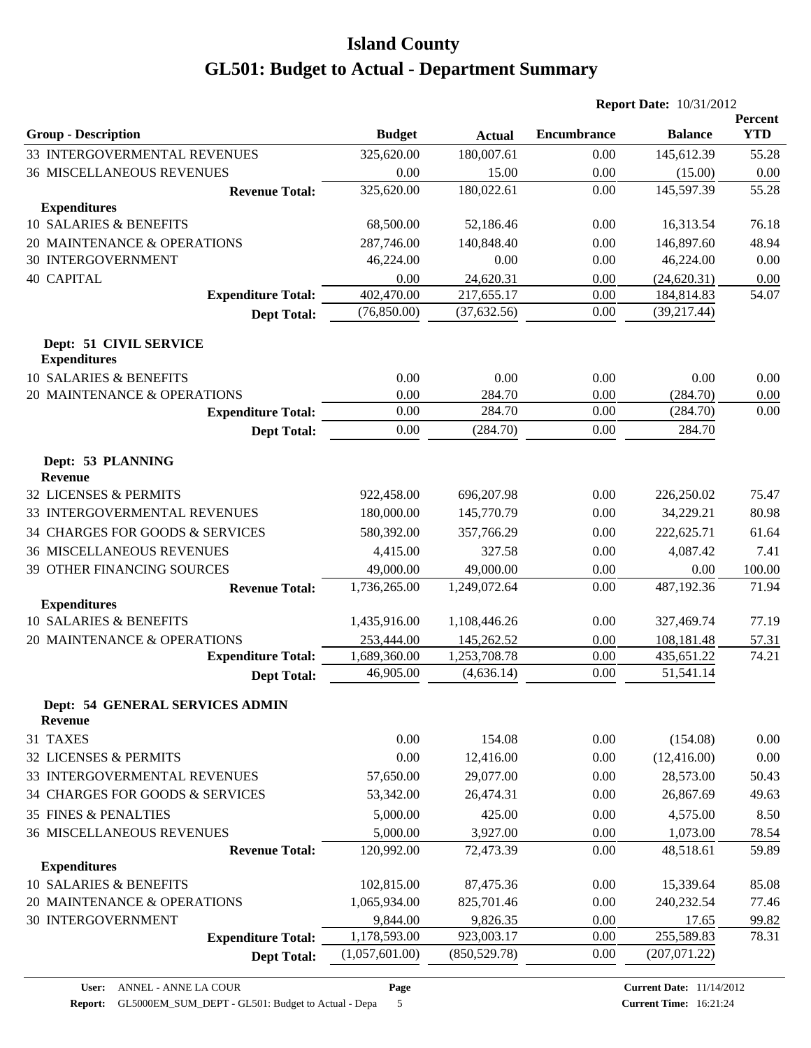# Island County

# GL501: Budget to Actual - Department Summary

**Report Date:** 10/31/2012

| Group - Description | Budget | Actual | Encumbrance | Balance | Percent YTD |
|---|---|---|---|---|---|
| 33 INTERGOVERMENTAL REVENUES | 325,620.00 | 180,007.61 | 0.00 | 145,612.39 | 55.28 |
| 36 MISCELLANEOUS REVENUES | 0.00 | 15.00 | 0.00 | (15.00) | 0.00 |
| **Revenue Total:** | 325,620.00 | 180,022.61 | 0.00 | 145,597.39 | 55.28 |
| **Expenditures** | | | | | |
| 10 SALARIES & BENEFITS | 68,500.00 | 52,186.46 | 0.00 | 16,313.54 | 76.18 |
| 20 MAINTENANCE & OPERATIONS | 287,746.00 | 140,848.40 | 0.00 | 146,897.60 | 48.94 |
| 30 INTERGOVERNMENT | 46,224.00 | 0.00 | 0.00 | 46,224.00 | 0.00 |
| 40 CAPITAL | 0.00 | 24,620.31 | 0.00 | (24,620.31) | 0.00 |
| **Expenditure Total:** | 402,470.00 | 217,655.17 | 0.00 | 184,814.83 | 54.07 |
| **Dept Total:** | (76,850.00) | (37,632.56) | 0.00 | (39,217.44) | |
| **Dept: 51 CIVIL SERVICE** | | | | | |
| **Expenditures** | | | | | |
| 10 SALARIES & BENEFITS | 0.00 | 0.00 | 0.00 | 0.00 | 0.00 |
| 20 MAINTENANCE & OPERATIONS | 0.00 | 284.70 | 0.00 | (284.70) | 0.00 |
| **Expenditure Total:** | 0.00 | 284.70 | 0.00 | (284.70) | 0.00 |
| **Dept Total:** | 0.00 | (284.70) | 0.00 | 284.70 | |
| **Dept: 53 PLANNING** | | | | | |
| **Revenue** | | | | | |
| 32 LICENSES & PERMITS | 922,458.00 | 696,207.98 | 0.00 | 226,250.02 | 75.47 |
| 33 INTERGOVERMENTAL REVENUES | 180,000.00 | 145,770.79 | 0.00 | 34,229.21 | 80.98 |
| 34 CHARGES FOR GOODS & SERVICES | 580,392.00 | 357,766.29 | 0.00 | 222,625.71 | 61.64 |
| 36 MISCELLANEOUS REVENUES | 4,415.00 | 327.58 | 0.00 | 4,087.42 | 7.41 |
| 39 OTHER FINANCING SOURCES | 49,000.00 | 49,000.00 | 0.00 | 0.00 | 100.00 |
| **Revenue Total:** | 1,736,265.00 | 1,249,072.64 | 0.00 | 487,192.36 | 71.94 |
| **Expenditures** | | | | | |
| 10 SALARIES & BENEFITS | 1,435,916.00 | 1,108,446.26 | 0.00 | 327,469.74 | 77.19 |
| 20 MAINTENANCE & OPERATIONS | 253,444.00 | 145,262.52 | 0.00 | 108,181.48 | 57.31 |
| **Expenditure Total:** | 1,689,360.00 | 1,253,708.78 | 0.00 | 435,651.22 | 74.21 |
| **Dept Total:** | 46,905.00 | (4,636.14) | 0.00 | 51,541.14 | |
| **Dept: 54 GENERAL SERVICES ADMIN** | | | | | |
| **Revenue** | | | | | |
| 31 TAXES | 0.00 | 154.08 | 0.00 | (154.08) | 0.00 |
| 32 LICENSES & PERMITS | 0.00 | 12,416.00 | 0.00 | (12,416.00) | 0.00 |
| 33 INTERGOVERMENTAL REVENUES | 57,650.00 | 29,077.00 | 0.00 | 28,573.00 | 50.43 |
| 34 CHARGES FOR GOODS & SERVICES | 53,342.00 | 26,474.31 | 0.00 | 26,867.69 | 49.63 |
| 35 FINES & PENALTIES | 5,000.00 | 425.00 | 0.00 | 4,575.00 | 8.50 |
| 36 MISCELLANEOUS REVENUES | 5,000.00 | 3,927.00 | 0.00 | 1,073.00 | 78.54 |
| **Revenue Total:** | 120,992.00 | 72,473.39 | 0.00 | 48,518.61 | 59.89 |
| **Expenditures** | | | | | |
| 10 SALARIES & BENEFITS | 102,815.00 | 87,475.36 | 0.00 | 15,339.64 | 85.08 |
| 20 MAINTENANCE & OPERATIONS | 1,065,934.00 | 825,701.46 | 0.00 | 240,232.54 | 77.46 |
| 30 INTERGOVERNMENT | 9,844.00 | 9,826.35 | 0.00 | 17.65 | 99.82 |
| **Expenditure Total:** | 1,178,593.00 | 923,003.17 | 0.00 | 255,589.83 | 78.31 |
| **Dept Total:** | (1,057,601.00) | (850,529.78) | 0.00 | (207,071.22) | |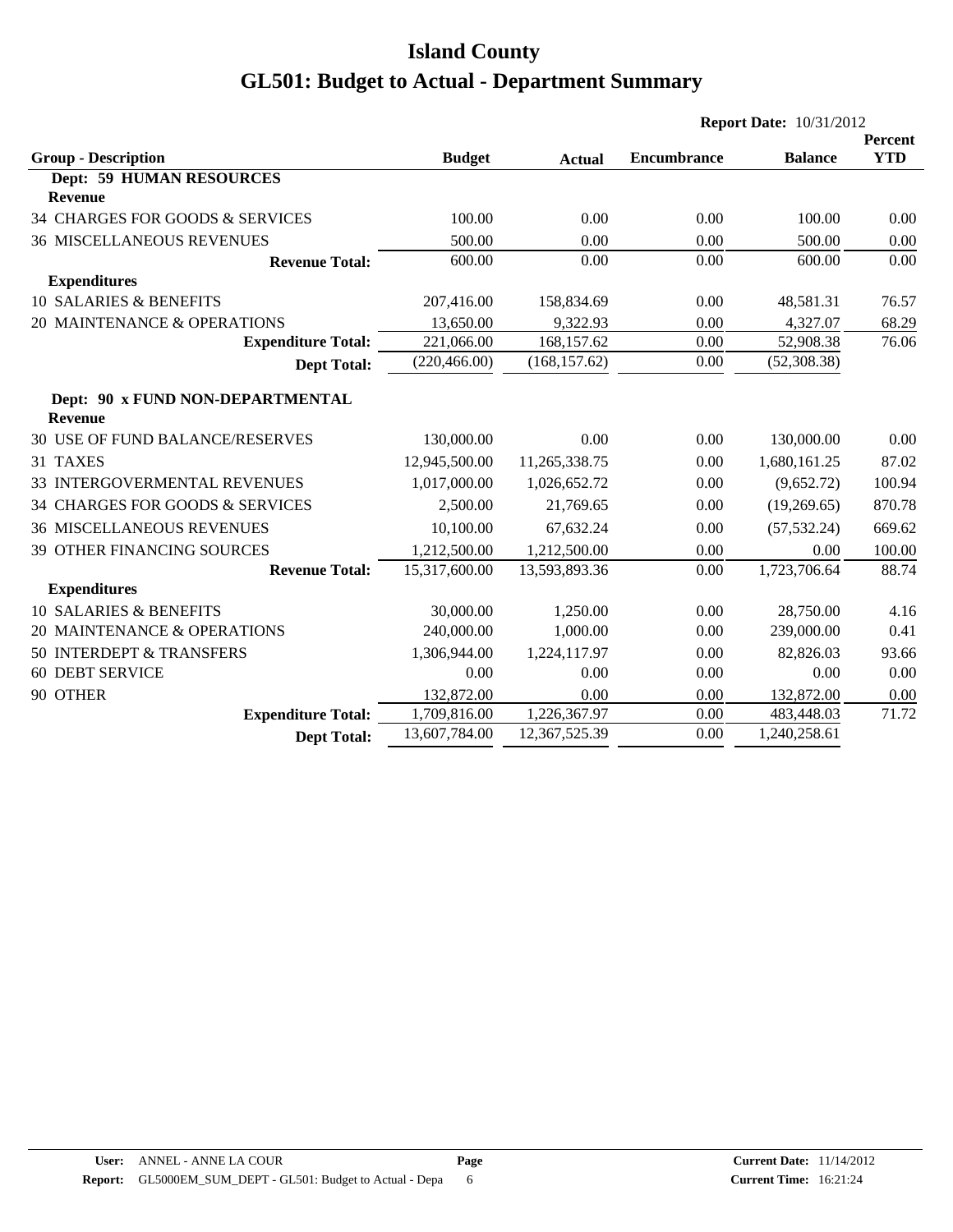# Island County

# GL501: Budget to Actual - Department Summary

**Report Date:** 10/31/2012

| Group - Description | Budget | Actual | Encumbrance | Balance | Percent YTD |
|---|---|---|---|---|---|
| **Dept: 59 HUMAN RESOURCES** | | | | | |
| **Revenue** | | | | | |
| 34 CHARGES FOR GOODS & SERVICES | 100.00 | 0.00 | 0.00 | 100.00 | 0.00 |
| 36 MISCELLANEOUS REVENUES | 500.00 | 0.00 | 0.00 | 500.00 | 0.00 |
| **Revenue Total:** | 600.00 | 0.00 | 0.00 | 600.00 | 0.00 |
| **Expenditures** | | | | | |
| 10 SALARIES & BENEFITS | 207,416.00 | 158,834.69 | 0.00 | 48,581.31 | 76.57 |
| 20 MAINTENANCE & OPERATIONS | 13,650.00 | 9,322.93 | 0.00 | 4,327.07 | 68.29 |
| **Expenditure Total:** | 221,066.00 | 168,157.62 | 0.00 | 52,908.38 | 76.06 |
| **Dept Total:** | (220,466.00) | (168,157.62) | 0.00 | (52,308.38) | |
| **Dept: 90 x FUND NON-DEPARTMENTAL** | | | | | |
| **Revenue** | | | | | |
| 30 USE OF FUND BALANCE/RESERVES | 130,000.00 | 0.00 | 0.00 | 130,000.00 | 0.00 |
| 31 TAXES | 12,945,500.00 | 11,265,338.75 | 0.00 | 1,680,161.25 | 87.02 |
| 33 INTERGOVERMENTAL REVENUES | 1,017,000.00 | 1,026,652.72 | 0.00 | (9,652.72) | 100.94 |
| 34 CHARGES FOR GOODS & SERVICES | 2,500.00 | 21,769.65 | 0.00 | (19,269.65) | 870.78 |
| 36 MISCELLANEOUS REVENUES | 10,100.00 | 67,632.24 | 0.00 | (57,532.24) | 669.62 |
| 39 OTHER FINANCING SOURCES | 1,212,500.00 | 1,212,500.00 | 0.00 | 0.00 | 100.00 |
| **Revenue Total:** | 15,317,600.00 | 13,593,893.36 | 0.00 | 1,723,706.64 | 88.74 |
| **Expenditures** | | | | | |
| 10 SALARIES & BENEFITS | 30,000.00 | 1,250.00 | 0.00 | 28,750.00 | 4.16 |
| 20 MAINTENANCE & OPERATIONS | 240,000.00 | 1,000.00 | 0.00 | 239,000.00 | 0.41 |
| 50 INTERDEPT & TRANSFERS | 1,306,944.00 | 1,224,117.97 | 0.00 | 82,826.03 | 93.66 |
| 60 DEBT SERVICE | 0.00 | 0.00 | 0.00 | 0.00 | 0.00 |
| 90 OTHER | 132,872.00 | 0.00 | 0.00 | 132,872.00 | 0.00 |
| **Expenditure Total:** | 1,709,816.00 | 1,226,367.97 | 0.00 | 483,448.03 | 71.72 |
| **Dept Total:** | 13,607,784.00 | 12,367,525.39 | 0.00 | 1,240,258.61 | |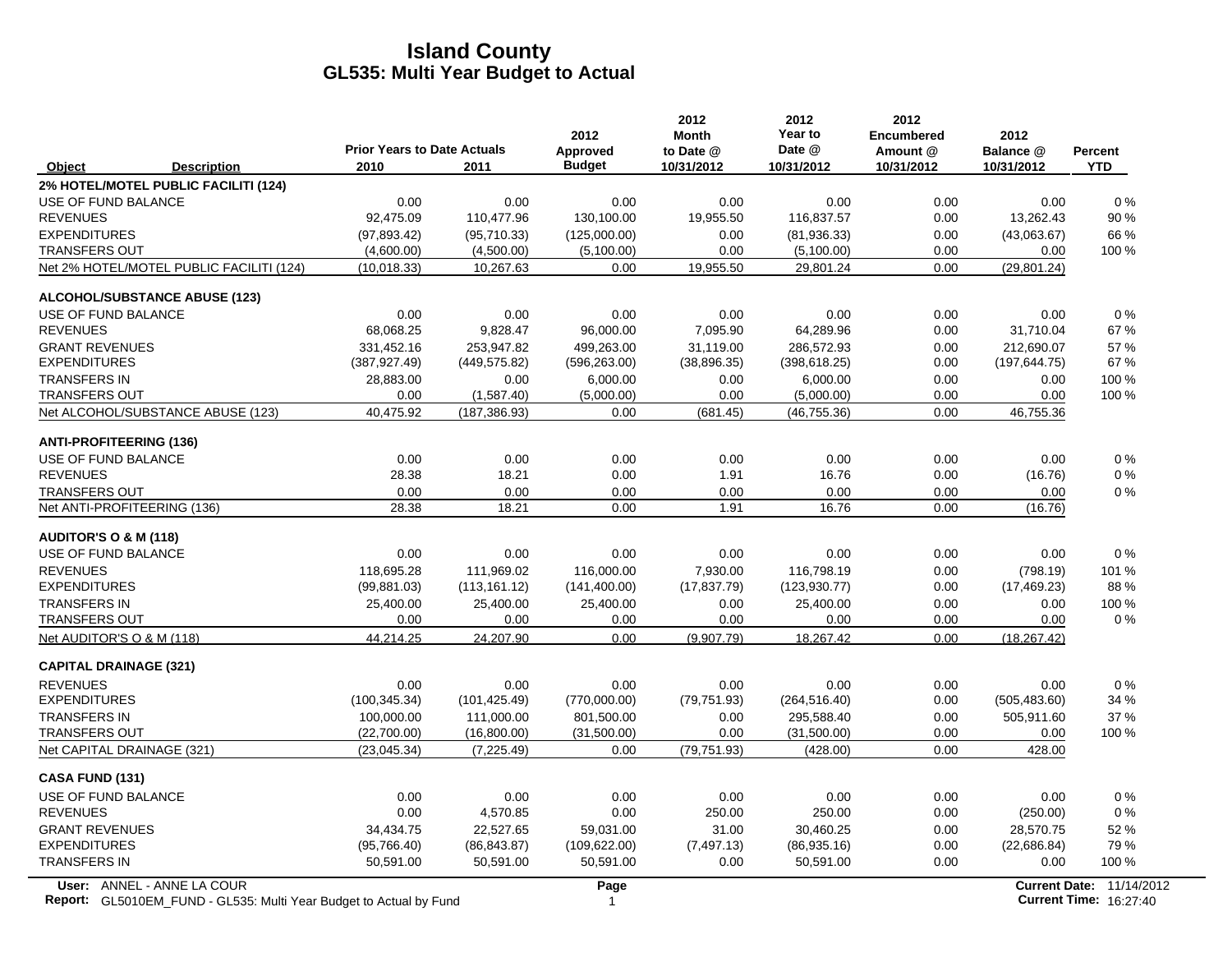# Island County
## GL535: Multi Year Budget to Actual

| Object | Description | Prior Years to Date Actuals 2010 | Prior Years to Date Actuals 2011 | 2012 Approved Budget | 2012 Month to Date @ 10/31/2012 | 2012 Year to Date @ 10/31/2012 | 2012 Encumbered Amount @ 10/31/2012 | 2012 Balance @ 10/31/2012 | Percent YTD |
|---|---|---|---|---|---|---|---|---|---|
| **2% HOTEL/MOTEL PUBLIC FACILITI (124)** | | | | | | | | | |
| USE OF FUND BALANCE | | 0.00 | 0.00 | 0.00 | 0.00 | 0.00 | 0.00 | 0.00 | 0 % |
| REVENUES | | 92,475.09 | 110,477.96 | 130,100.00 | 19,955.50 | 116,837.57 | 0.00 | 13,262.43 | 90 % |
| EXPENDITURES | | (97,893.42) | (95,710.33) | (125,000.00) | 0.00 | (81,936.33) | 0.00 | (43,063.67) | 66 % |
| TRANSFERS OUT | | (4,600.00) | (4,500.00) | (5,100.00) | 0.00 | (5,100.00) | 0.00 | 0.00 | 100 % |
| Net 2% HOTEL/MOTEL PUBLIC FACILITI (124) | | (10,018.33) | 10,267.63 | 0.00 | 19,955.50 | 29,801.24 | 0.00 | (29,801.24) | |
| **ALCOHOL/SUBSTANCE ABUSE (123)** | | | | | | | | | |
| USE OF FUND BALANCE | | 0.00 | 0.00 | 0.00 | 0.00 | 0.00 | 0.00 | 0.00 | 0 % |
| REVENUES | | 68,068.25 | 9,828.47 | 96,000.00 | 7,095.90 | 64,289.96 | 0.00 | 31,710.04 | 67 % |
| GRANT REVENUES | | 331,452.16 | 253,947.82 | 499,263.00 | 31,119.00 | 286,572.93 | 0.00 | 212,690.07 | 57 % |
| EXPENDITURES | | (387,927.49) | (449,575.82) | (596,263.00) | (38,896.35) | (398,618.25) | 0.00 | (197,644.75) | 67 % |
| TRANSFERS IN | | 28,883.00 | 0.00 | 6,000.00 | 0.00 | 6,000.00 | 0.00 | 0.00 | 100 % |
| TRANSFERS OUT | | 0.00 | (1,587.40) | (5,000.00) | 0.00 | (5,000.00) | 0.00 | 0.00 | 100 % |
| Net ALCOHOL/SUBSTANCE ABUSE (123) | | 40,475.92 | (187,386.93) | 0.00 | (681.45) | (46,755.36) | 0.00 | 46,755.36 | |
| **ANTI-PROFITEERING (136)** | | | | | | | | | |
| USE OF FUND BALANCE | | 0.00 | 0.00 | 0.00 | 0.00 | 0.00 | 0.00 | 0.00 | 0 % |
| REVENUES | | 28.38 | 18.21 | 0.00 | 1.91 | 16.76 | 0.00 | (16.76) | 0 % |
| TRANSFERS OUT | | 0.00 | 0.00 | 0.00 | 0.00 | 0.00 | 0.00 | 0.00 | 0 % |
| Net ANTI-PROFITEERING (136) | | 28.38 | 18.21 | 0.00 | 1.91 | 16.76 | 0.00 | (16.76) | |
| **AUDITOR'S O & M (118)** | | | | | | | | | |
| USE OF FUND BALANCE | | 0.00 | 0.00 | 0.00 | 0.00 | 0.00 | 0.00 | 0.00 | 0 % |
| REVENUES | | 118,695.28 | 111,969.02 | 116,000.00 | 7,930.00 | 116,798.19 | 0.00 | (798.19) | 101 % |
| EXPENDITURES | | (99,881.03) | (113,161.12) | (141,400.00) | (17,837.79) | (123,930.77) | 0.00 | (17,469.23) | 88 % |
| TRANSFERS IN | | 25,400.00 | 25,400.00 | 25,400.00 | 0.00 | 25,400.00 | 0.00 | 0.00 | 100 % |
| TRANSFERS OUT | | 0.00 | 0.00 | 0.00 | 0.00 | 0.00 | 0.00 | 0.00 | 0 % |
| Net AUDITOR'S O & M (118) | | 44,214.25 | 24,207.90 | 0.00 | (9,907.79) | 18,267.42 | 0.00 | (18,267.42) | |
| **CAPITAL DRAINAGE (321)** | | | | | | | | | |
| REVENUES | | 0.00 | 0.00 | 0.00 | 0.00 | 0.00 | 0.00 | 0.00 | 0 % |
| EXPENDITURES | | (100,345.34) | (101,425.49) | (770,000.00) | (79,751.93) | (264,516.40) | 0.00 | (505,483.60) | 34 % |
| TRANSFERS IN | | 100,000.00 | 111,000.00 | 801,500.00 | 0.00 | 295,588.40 | 0.00 | 505,911.60 | 37 % |
| TRANSFERS OUT | | (22,700.00) | (16,800.00) | (31,500.00) | 0.00 | (31,500.00) | 0.00 | 0.00 | 100 % |
| Net CAPITAL DRAINAGE (321) | | (23,045.34) | (7,225.49) | 0.00 | (79,751.93) | (428.00) | 0.00 | 428.00 | |
| **CASA FUND (131)** | | | | | | | | | |
| USE OF FUND BALANCE | | 0.00 | 0.00 | 0.00 | 0.00 | 0.00 | 0.00 | 0.00 | 0 % |
| REVENUES | | 0.00 | 4,570.85 | 0.00 | 250.00 | 250.00 | 0.00 | (250.00) | 0 % |
| GRANT REVENUES | | 34,434.75 | 22,527.65 | 59,031.00 | 31.00 | 30,460.25 | 0.00 | 28,570.75 | 52 % |
| EXPENDITURES | | (95,766.40) | (86,843.87) | (109,622.00) | (7,497.13) | (86,935.16) | 0.00 | (22,686.84) | 79 % |
| TRANSFERS IN | | 50,591.00 | 50,591.00 | 50,591.00 | 0.00 | 50,591.00 | 0.00 | 0.00 | 100 % |

User: ANNEL - ANNE LA COUR
Report: GL5010EM_FUND - GL535: Multi Year Budget to Actual by Fund
Current Date: 11/14/2012
Current Time: 16:27:40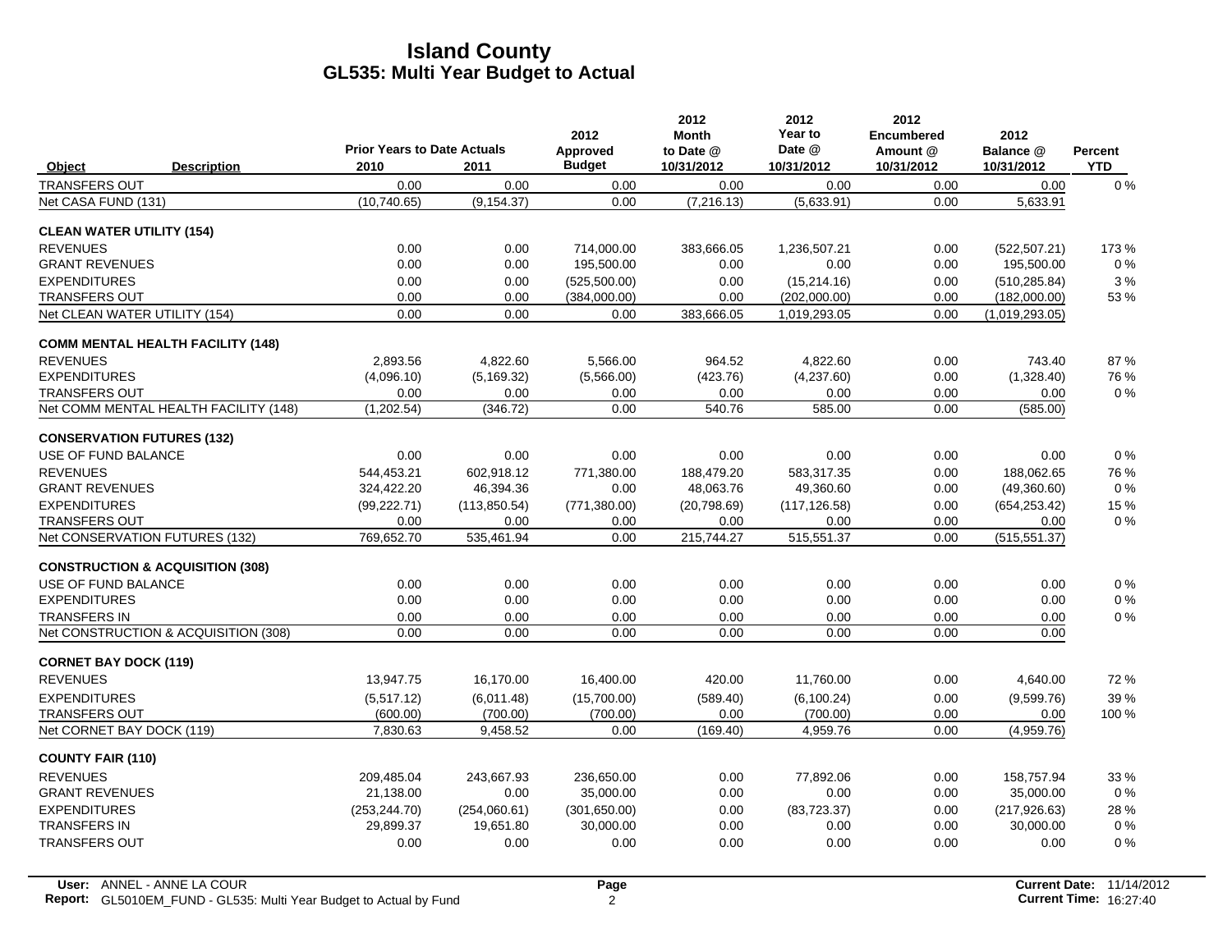# Island County
## GL535: Multi Year Budget to Actual

| Object | Description | Prior Years to Date Actuals 2010 | 2011 | 2012 Approved Budget | 2012 Month to Date @ 10/31/2012 | 2012 Year to Date @ 10/31/2012 | 2012 Encumbered Amount @ 10/31/2012 | 2012 Balance @ 10/31/2012 | Percent YTD |
|---|---|---|---|---|---|---|---|---|---|
| TRANSFERS OUT | | 0.00 | 0.00 | 0.00 | 0.00 | 0.00 | 0.00 | 0.00 | 0 % |
| Net CASA FUND (131) | | (10,740.65) | (9,154.37) | 0.00 | (7,216.13) | (5,633.91) | 0.00 | 5,633.91 | |
| **CLEAN WATER UTILITY (154)** | | | | | | | | | |
| REVENUES | | 0.00 | 0.00 | 714,000.00 | 383,666.05 | 1,236,507.21 | 0.00 | (522,507.21) | 173 % |
| GRANT REVENUES | | 0.00 | 0.00 | 195,500.00 | 0.00 | 0.00 | 0.00 | 195,500.00 | 0 % |
| EXPENDITURES | | 0.00 | 0.00 | (525,500.00) | 0.00 | (15,214.16) | 0.00 | (510,285.84) | 3 % |
| TRANSFERS OUT | | 0.00 | 0.00 | (384,000.00) | 0.00 | (202,000.00) | 0.00 | (182,000.00) | 53 % |
| Net CLEAN WATER UTILITY (154) | | 0.00 | 0.00 | 0.00 | 383,666.05 | 1,019,293.05 | 0.00 | (1,019,293.05) | |
| **COMM MENTAL HEALTH FACILITY (148)** | | | | | | | | | |
| REVENUES | | 2,893.56 | 4,822.60 | 5,566.00 | 964.52 | 4,822.60 | 0.00 | 743.40 | 87 % |
| EXPENDITURES | | (4,096.10) | (5,169.32) | (5,566.00) | (423.76) | (4,237.60) | 0.00 | (1,328.40) | 76 % |
| TRANSFERS OUT | | 0.00 | 0.00 | 0.00 | 0.00 | 0.00 | 0.00 | 0.00 | 0 % |
| Net COMM MENTAL HEALTH FACILITY (148) | | (1,202.54) | (346.72) | 0.00 | 540.76 | 585.00 | 0.00 | (585.00) | |
| **CONSERVATION FUTURES (132)** | | | | | | | | | |
| USE OF FUND BALANCE | | 0.00 | 0.00 | 0.00 | 0.00 | 0.00 | 0.00 | 0.00 | 0 % |
| REVENUES | | 544,453.21 | 602,918.12 | 771,380.00 | 188,479.20 | 583,317.35 | 0.00 | 188,062.65 | 76 % |
| GRANT REVENUES | | 324,422.20 | 46,394.36 | 0.00 | 48,063.76 | 49,360.60 | 0.00 | (49,360.60) | 0 % |
| EXPENDITURES | | (99,222.71) | (113,850.54) | (771,380.00) | (20,798.69) | (117,126.58) | 0.00 | (654,253.42) | 15 % |
| TRANSFERS OUT | | 0.00 | 0.00 | 0.00 | 0.00 | 0.00 | 0.00 | 0.00 | 0 % |
| Net CONSERVATION FUTURES (132) | | 769,652.70 | 535,461.94 | 0.00 | 215,744.27 | 515,551.37 | 0.00 | (515,551.37) | |
| **CONSTRUCTION & ACQUISITION (308)** | | | | | | | | | |
| USE OF FUND BALANCE | | 0.00 | 0.00 | 0.00 | 0.00 | 0.00 | 0.00 | 0.00 | 0 % |
| EXPENDITURES | | 0.00 | 0.00 | 0.00 | 0.00 | 0.00 | 0.00 | 0.00 | 0 % |
| TRANSFERS IN | | 0.00 | 0.00 | 0.00 | 0.00 | 0.00 | 0.00 | 0.00 | 0 % |
| Net CONSTRUCTION & ACQUISITION (308) | | 0.00 | 0.00 | 0.00 | 0.00 | 0.00 | 0.00 | 0.00 | |
| **CORNET BAY DOCK (119)** | | | | | | | | | |
| REVENUES | | 13,947.75 | 16,170.00 | 16,400.00 | 420.00 | 11,760.00 | 0.00 | 4,640.00 | 72 % |
| EXPENDITURES | | (5,517.12) | (6,011.48) | (15,700.00) | (589.40) | (6,100.24) | 0.00 | (9,599.76) | 39 % |
| TRANSFERS OUT | | (600.00) | (700.00) | (700.00) | 0.00 | (700.00) | 0.00 | 0.00 | 100 % |
| Net CORNET BAY DOCK (119) | | 7,830.63 | 9,458.52 | 0.00 | (169.40) | 4,959.76 | 0.00 | (4,959.76) | |
| **COUNTY FAIR (110)** | | | | | | | | | |
| REVENUES | | 209,485.04 | 243,667.93 | 236,650.00 | 0.00 | 77,892.06 | 0.00 | 158,757.94 | 33 % |
| GRANT REVENUES | | 21,138.00 | 0.00 | 35,000.00 | 0.00 | 0.00 | 0.00 | 35,000.00 | 0 % |
| EXPENDITURES | | (253,244.70) | (254,060.61) | (301,650.00) | 0.00 | (83,723.37) | 0.00 | (217,926.63) | 28 % |
| TRANSFERS IN | | 29,899.37 | 19,651.80 | 30,000.00 | 0.00 | 0.00 | 0.00 | 30,000.00 | 0 % |
| TRANSFERS OUT | | 0.00 | 0.00 | 0.00 | 0.00 | 0.00 | 0.00 | 0.00 | 0 % |

**User:** ANNEL - ANNE LA COUR
**Report:** GL5010EM_FUND - GL535: Multi Year Budget to Actual by Fund

**Current Date:** 11/14/2012
**Current Time:** 16:27:40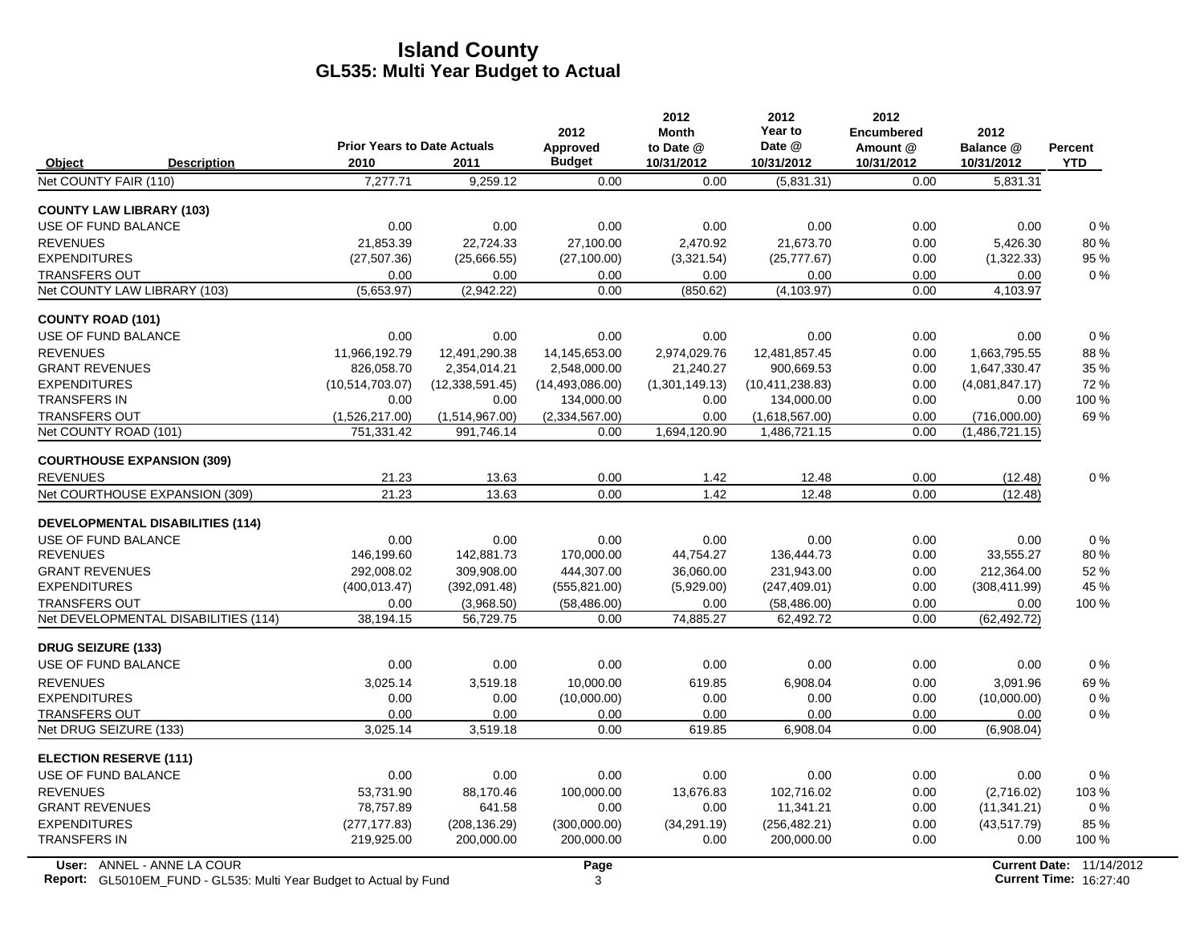# Island County
## GL535: Multi Year Budget to Actual

| Object | Description | Prior Years to Date Actuals 2010 | 2011 | 2012 Approved Budget | 2012 Month to Date @ 10/31/2012 | 2012 Year to Date @ 10/31/2012 | 2012 Encumbered Amount @ 10/31/2012 | 2012 Balance @ 10/31/2012 | Percent YTD |
|---|---|---|---|---|---|---|---|---|---|
| Net COUNTY FAIR (110) | | 7,277.71 | 9,259.12 | 0.00 | 0.00 | (5,831.31) | 0.00 | 5,831.31 | |
| **COUNTY LAW LIBRARY (103)** | | | | | | | | | |
| USE OF FUND BALANCE | | 0.00 | 0.00 | 0.00 | 0.00 | 0.00 | 0.00 | 0.00 | 0 % |
| REVENUES | | 21,853.39 | 22,724.33 | 27,100.00 | 2,470.92 | 21,673.70 | 0.00 | 5,426.30 | 80 % |
| EXPENDITURES | | (27,507.36) | (25,666.55) | (27,100.00) | (3,321.54) | (25,777.67) | 0.00 | (1,322.33) | 95 % |
| TRANSFERS OUT | | 0.00 | 0.00 | 0.00 | 0.00 | 0.00 | 0.00 | 0.00 | 0 % |
| Net COUNTY LAW LIBRARY (103) | | (5,653.97) | (2,942.22) | 0.00 | (850.62) | (4,103.97) | 0.00 | 4,103.97 | |
| **COUNTY ROAD (101)** | | | | | | | | | |
| USE OF FUND BALANCE | | 0.00 | 0.00 | 0.00 | 0.00 | 0.00 | 0.00 | 0.00 | 0 % |
| REVENUES | | 11,966,192.79 | 12,491,290.38 | 14,145,653.00 | 2,974,029.76 | 12,481,857.45 | 0.00 | 1,663,795.55 | 88 % |
| GRANT REVENUES | | 826,058.70 | 2,354,014.21 | 2,548,000.00 | 21,240.27 | 900,669.53 | 0.00 | 1,647,330.47 | 35 % |
| EXPENDITURES | | (10,514,703.07) | (12,338,591.45) | (14,493,086.00) | (1,301,149.13) | (10,411,238.83) | 0.00 | (4,081,847.17) | 72 % |
| TRANSFERS IN | | 0.00 | 0.00 | 134,000.00 | 0.00 | 134,000.00 | 0.00 | 0.00 | 100 % |
| TRANSFERS OUT | | (1,526,217.00) | (1,514,967.00) | (2,334,567.00) | 0.00 | (1,618,567.00) | 0.00 | (716,000.00) | 69 % |
| Net COUNTY ROAD (101) | | 751,331.42 | 991,746.14 | 0.00 | 1,694,120.90 | 1,486,721.15 | 0.00 | (1,486,721.15) | |
| **COURTHOUSE EXPANSION (309)** | | | | | | | | | |
| REVENUES | | 21.23 | 13.63 | 0.00 | 1.42 | 12.48 | 0.00 | (12.48) | 0 % |
| Net COURTHOUSE EXPANSION (309) | | 21.23 | 13.63 | 0.00 | 1.42 | 12.48 | 0.00 | (12.48) | |
| **DEVELOPMENTAL DISABILITIES (114)** | | | | | | | | | |
| USE OF FUND BALANCE | | 0.00 | 0.00 | 0.00 | 0.00 | 0.00 | 0.00 | 0.00 | 0 % |
| REVENUES | | 146,199.60 | 142,881.73 | 170,000.00 | 44,754.27 | 136,444.73 | 0.00 | 33,555.27 | 80 % |
| GRANT REVENUES | | 292,008.02 | 309,908.00 | 444,307.00 | 36,060.00 | 231,943.00 | 0.00 | 212,364.00 | 52 % |
| EXPENDITURES | | (400,013.47) | (392,091.48) | (555,821.00) | (5,929.00) | (247,409.01) | 0.00 | (308,411.99) | 45 % |
| TRANSFERS OUT | | 0.00 | (3,968.50) | (58,486.00) | 0.00 | (58,486.00) | 0.00 | 0.00 | 100 % |
| Net DEVELOPMENTAL DISABILITIES (114) | | 38,194.15 | 56,729.75 | 0.00 | 74,885.27 | 62,492.72 | 0.00 | (62,492.72) | |
| **DRUG SEIZURE (133)** | | | | | | | | | |
| USE OF FUND BALANCE | | 0.00 | 0.00 | 0.00 | 0.00 | 0.00 | 0.00 | 0.00 | 0 % |
| REVENUES | | 3,025.14 | 3,519.18 | 10,000.00 | 619.85 | 6,908.04 | 0.00 | 3,091.96 | 69 % |
| EXPENDITURES | | 0.00 | 0.00 | (10,000.00) | 0.00 | 0.00 | 0.00 | (10,000.00) | 0 % |
| TRANSFERS OUT | | 0.00 | 0.00 | 0.00 | 0.00 | 0.00 | 0.00 | 0.00 | 0 % |
| Net DRUG SEIZURE (133) | | 3,025.14 | 3,519.18 | 0.00 | 619.85 | 6,908.04 | 0.00 | (6,908.04) | |
| **ELECTION RESERVE (111)** | | | | | | | | | |
| USE OF FUND BALANCE | | 0.00 | 0.00 | 0.00 | 0.00 | 0.00 | 0.00 | 0.00 | 0 % |
| REVENUES | | 53,731.90 | 88,170.46 | 100,000.00 | 13,676.83 | 102,716.02 | 0.00 | (2,716.02) | 103 % |
| GRANT REVENUES | | 78,757.89 | 641.58 | 0.00 | 0.00 | 11,341.21 | 0.00 | (11,341.21) | 0 % |
| EXPENDITURES | | (277,177.83) | (208,136.29) | (300,000.00) | (34,291.19) | (256,482.21) | 0.00 | (43,517.79) | 85 % |
| TRANSFERS IN | | 219,925.00 | 200,000.00 | 200,000.00 | 0.00 | 200,000.00 | 0.00 | 0.00 | 100 % |

User: ANNEL - ANNE LA COUR
Report: GL5010EM_FUND - GL535: Multi Year Budget to Actual by Fund
Current Date: 11/14/2012
Current Time: 16:27:40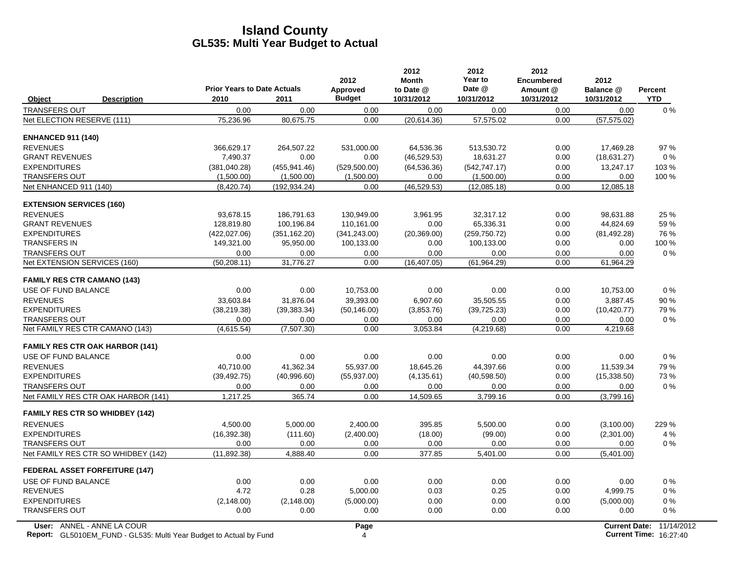# Island County
## GL535: Multi Year Budget to Actual

| Object | Description | Prior Years to Date Actuals 2010 | 2011 | 2012 Approved Budget | 2012 Month to Date @ 10/31/2012 | 2012 Year to Date @ 10/31/2012 | 2012 Encumbered Amount @ 10/31/2012 | 2012 Balance @ 10/31/2012 | Percent YTD |
|---|---|---|---|---|---|---|---|---|---|
| TRANSFERS OUT | | 0.00 | 0.00 | 0.00 | 0.00 | 0.00 | 0.00 | 0.00 | 0 % |
| Net ELECTION RESERVE (111) | | 75,236.96 | 80,675.75 | 0.00 | (20,614.36) | 57,575.02 | 0.00 | (57,575.02) | |
| **ENHANCED 911 (140)** | | | | | | | | | |
| REVENUES | | 366,629.17 | 264,507.22 | 531,000.00 | 64,536.36 | 513,530.72 | 0.00 | 17,469.28 | 97 % |
| GRANT REVENUES | | 7,490.37 | 0.00 | 0.00 | (46,529.53) | 18,631.27 | 0.00 | (18,631.27) | 0 % |
| EXPENDITURES | | (381,040.28) | (455,941.46) | (529,500.00) | (64,536.36) | (542,747.17) | 0.00 | 13,247.17 | 103 % |
| TRANSFERS OUT | | (1,500.00) | (1,500.00) | (1,500.00) | 0.00 | (1,500.00) | 0.00 | 0.00 | 100 % |
| Net ENHANCED 911 (140) | | (8,420.74) | (192,934.24) | 0.00 | (46,529.53) | (12,085.18) | 0.00 | 12,085.18 | |
| **EXTENSION SERVICES (160)** | | | | | | | | | |
| REVENUES | | 93,678.15 | 186,791.63 | 130,949.00 | 3,961.95 | 32,317.12 | 0.00 | 98,631.88 | 25 % |
| GRANT REVENUES | | 128,819.80 | 100,196.84 | 110,161.00 | 0.00 | 65,336.31 | 0.00 | 44,824.69 | 59 % |
| EXPENDITURES | | (422,027.06) | (351,162.20) | (341,243.00) | (20,369.00) | (259,750.72) | 0.00 | (81,492.28) | 76 % |
| TRANSFERS IN | | 149,321.00 | 95,950.00 | 100,133.00 | 0.00 | 100,133.00 | 0.00 | 0.00 | 100 % |
| TRANSFERS OUT | | 0.00 | 0.00 | 0.00 | 0.00 | 0.00 | 0.00 | 0.00 | 0 % |
| Net EXTENSION SERVICES (160) | | (50,208.11) | 31,776.27 | 0.00 | (16,407.05) | (61,964.29) | 0.00 | 61,964.29 | |
| **FAMILY RES CTR CAMANO (143)** | | | | | | | | | |
| USE OF FUND BALANCE | | 0.00 | 0.00 | 10,753.00 | 0.00 | 0.00 | 0.00 | 10,753.00 | 0 % |
| REVENUES | | 33,603.84 | 31,876.04 | 39,393.00 | 6,907.60 | 35,505.55 | 0.00 | 3,887.45 | 90 % |
| EXPENDITURES | | (38,219.38) | (39,383.34) | (50,146.00) | (3,853.76) | (39,725.23) | 0.00 | (10,420.77) | 79 % |
| TRANSFERS OUT | | 0.00 | 0.00 | 0.00 | 0.00 | 0.00 | 0.00 | 0.00 | 0 % |
| Net FAMILY RES CTR CAMANO (143) | | (4,615.54) | (7,507.30) | 0.00 | 3,053.84 | (4,219.68) | 0.00 | 4,219.68 | |
| **FAMILY RES CTR OAK HARBOR (141)** | | | | | | | | | |
| USE OF FUND BALANCE | | 0.00 | 0.00 | 0.00 | 0.00 | 0.00 | 0.00 | 0.00 | 0 % |
| REVENUES | | 40,710.00 | 41,362.34 | 55,937.00 | 18,645.26 | 44,397.66 | 0.00 | 11,539.34 | 79 % |
| EXPENDITURES | | (39,492.75) | (40,996.60) | (55,937.00) | (4,135.61) | (40,598.50) | 0.00 | (15,338.50) | 73 % |
| TRANSFERS OUT | | 0.00 | 0.00 | 0.00 | 0.00 | 0.00 | 0.00 | 0.00 | 0 % |
| Net FAMILY RES CTR OAK HARBOR (141) | | 1,217.25 | 365.74 | 0.00 | 14,509.65 | 3,799.16 | 0.00 | (3,799.16) | |
| **FAMILY RES CTR SO WHIDBEY (142)** | | | | | | | | | |
| REVENUES | | 4,500.00 | 5,000.00 | 2,400.00 | 395.85 | 5,500.00 | 0.00 | (3,100.00) | 229 % |
| EXPENDITURES | | (16,392.38) | (111.60) | (2,400.00) | (18.00) | (99.00) | 0.00 | (2,301.00) | 4 % |
| TRANSFERS OUT | | 0.00 | 0.00 | 0.00 | 0.00 | 0.00 | 0.00 | 0.00 | 0 % |
| Net FAMILY RES CTR SO WHIDBEY (142) | | (11,892.38) | 4,888.40 | 0.00 | 377.85 | 5,401.00 | 0.00 | (5,401.00) | |
| **FEDERAL ASSET FORFEITURE (147)** | | | | | | | | | |
| USE OF FUND BALANCE | | 0.00 | 0.00 | 0.00 | 0.00 | 0.00 | 0.00 | 0.00 | 0 % |
| REVENUES | | 4.72 | 0.28 | 5,000.00 | 0.03 | 0.25 | 0.00 | 4,999.75 | 0 % |
| EXPENDITURES | | (2,148.00) | (2,148.00) | (5,000.00) | 0.00 | 0.00 | 0.00 | (5,000.00) | 0 % |
| TRANSFERS OUT | | 0.00 | 0.00 | 0.00 | 0.00 | 0.00 | 0.00 | 0.00 | 0 % |

User: ANNEL - ANNE LA COUR
Report: GL5010EM_FUND - GL535: Multi Year Budget to Actual by Fund
Current Date: 11/14/2012
Current Time: 16:27:40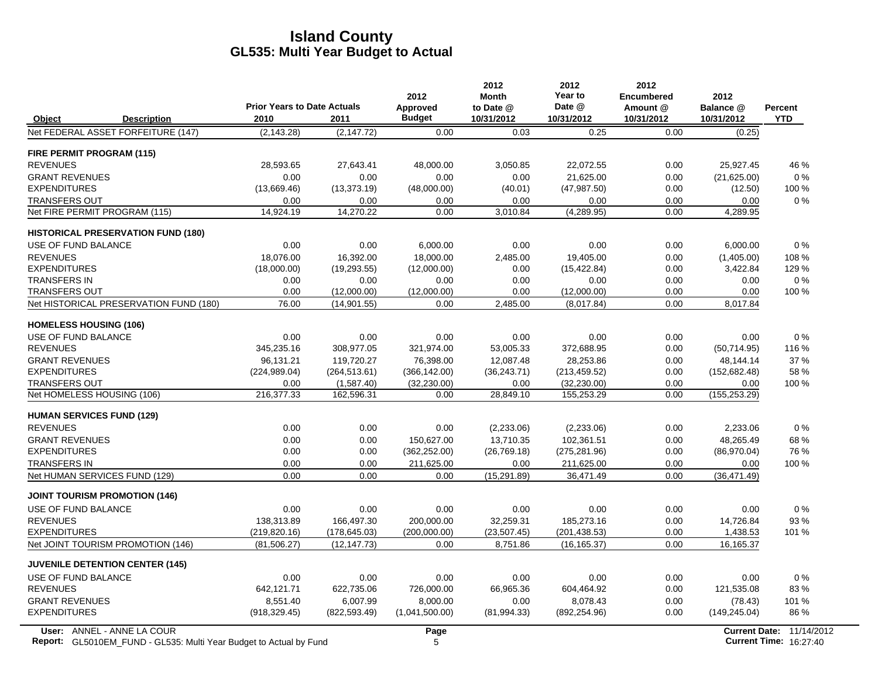# Island County
## GL535: Multi Year Budget to Actual

| Object | Description | Prior Years to Date Actuals 2010 | 2011 | 2012 Approved Budget | 2012 Month to Date @ 10/31/2012 | 2012 Year to Date @ 10/31/2012 | 2012 Encumbered Amount @ 10/31/2012 | 2012 Balance @ 10/31/2012 | Percent YTD |
|---|---|---|---|---|---|---|---|---|---|
| Net FEDERAL ASSET FORFEITURE (147) | | (2,143.28) | (2,147.72) | 0.00 | 0.03 | 0.25 | 0.00 | (0.25) | |
| **FIRE PERMIT PROGRAM (115)** | | | | | | | | | |
| REVENUES | | 28,593.65 | 27,643.41 | 48,000.00 | 3,050.85 | 22,072.55 | 0.00 | 25,927.45 | 46 % |
| GRANT REVENUES | | 0.00 | 0.00 | 0.00 | 0.00 | 21,625.00 | 0.00 | (21,625.00) | 0 % |
| EXPENDITURES | | (13,669.46) | (13,373.19) | (48,000.00) | (40.01) | (47,987.50) | 0.00 | (12.50) | 100 % |
| TRANSFERS OUT | | 0.00 | 0.00 | 0.00 | 0.00 | 0.00 | 0.00 | 0.00 | 0 % |
| Net FIRE PERMIT PROGRAM (115) | | 14,924.19 | 14,270.22 | 0.00 | 3,010.84 | (4,289.95) | 0.00 | 4,289.95 | |
| **HISTORICAL PRESERVATION FUND (180)** | | | | | | | | | |
| USE OF FUND BALANCE | | 0.00 | 0.00 | 6,000.00 | 0.00 | 0.00 | 0.00 | 6,000.00 | 0 % |
| REVENUES | | 18,076.00 | 16,392.00 | 18,000.00 | 2,485.00 | 19,405.00 | 0.00 | (1,405.00) | 108 % |
| EXPENDITURES | | (18,000.00) | (19,293.55) | (12,000.00) | 0.00 | (15,422.84) | 0.00 | 3,422.84 | 129 % |
| TRANSFERS IN | | 0.00 | 0.00 | 0.00 | 0.00 | 0.00 | 0.00 | 0.00 | 0 % |
| TRANSFERS OUT | | 0.00 | (12,000.00) | (12,000.00) | 0.00 | (12,000.00) | 0.00 | 0.00 | 100 % |
| Net HISTORICAL PRESERVATION FUND (180) | | 76.00 | (14,901.55) | 0.00 | 2,485.00 | (8,017.84) | 0.00 | 8,017.84 | |
| **HOMELESS HOUSING (106)** | | | | | | | | | |
| USE OF FUND BALANCE | | 0.00 | 0.00 | 0.00 | 0.00 | 0.00 | 0.00 | 0.00 | 0 % |
| REVENUES | | 345,235.16 | 308,977.05 | 321,974.00 | 53,005.33 | 372,688.95 | 0.00 | (50,714.95) | 116 % |
| GRANT REVENUES | | 96,131.21 | 119,720.27 | 76,398.00 | 12,087.48 | 28,253.86 | 0.00 | 48,144.14 | 37 % |
| EXPENDITURES | | (224,989.04) | (264,513.61) | (366,142.00) | (36,243.71) | (213,459.52) | 0.00 | (152,682.48) | 58 % |
| TRANSFERS OUT | | 0.00 | (1,587.40) | (32,230.00) | 0.00 | (32,230.00) | 0.00 | 0.00 | 100 % |
| Net HOMELESS HOUSING (106) | | 216,377.33 | 162,596.31 | 0.00 | 28,849.10 | 155,253.29 | 0.00 | (155,253.29) | |
| **HUMAN SERVICES FUND (129)** | | | | | | | | | |
| REVENUES | | 0.00 | 0.00 | 0.00 | (2,233.06) | (2,233.06) | 0.00 | 2,233.06 | 0 % |
| GRANT REVENUES | | 0.00 | 0.00 | 150,627.00 | 13,710.35 | 102,361.51 | 0.00 | 48,265.49 | 68 % |
| EXPENDITURES | | 0.00 | 0.00 | (362,252.00) | (26,769.18) | (275,281.96) | 0.00 | (86,970.04) | 76 % |
| TRANSFERS IN | | 0.00 | 0.00 | 211,625.00 | 0.00 | 211,625.00 | 0.00 | 0.00 | 100 % |
| Net HUMAN SERVICES FUND (129) | | 0.00 | 0.00 | 0.00 | (15,291.89) | 36,471.49 | 0.00 | (36,471.49) | |
| **JOINT TOURISM PROMOTION (146)** | | | | | | | | | |
| USE OF FUND BALANCE | | 0.00 | 0.00 | 0.00 | 0.00 | 0.00 | 0.00 | 0.00 | 0 % |
| REVENUES | | 138,313.89 | 166,497.30 | 200,000.00 | 32,259.31 | 185,273.16 | 0.00 | 14,726.84 | 93 % |
| EXPENDITURES | | (219,820.16) | (178,645.03) | (200,000.00) | (23,507.45) | (201,438.53) | 0.00 | 1,438.53 | 101 % |
| Net JOINT TOURISM PROMOTION (146) | | (81,506.27) | (12,147.73) | 0.00 | 8,751.86 | (16,165.37) | 0.00 | 16,165.37 | |
| **JUVENILE DETENTION CENTER (145)** | | | | | | | | | |
| USE OF FUND BALANCE | | 0.00 | 0.00 | 0.00 | 0.00 | 0.00 | 0.00 | 0.00 | 0 % |
| REVENUES | | 642,121.71 | 622,735.06 | 726,000.00 | 66,965.36 | 604,464.92 | 0.00 | 121,535.08 | 83 % |
| GRANT REVENUES | | 8,551.40 | 6,007.99 | 8,000.00 | 0.00 | 8,078.43 | 0.00 | (78.43) | 101 % |
| EXPENDITURES | | (918,329.45) | (822,593.49) | (1,041,500.00) | (81,994.33) | (892,254.96) | 0.00 | (149,245.04) | 86 % |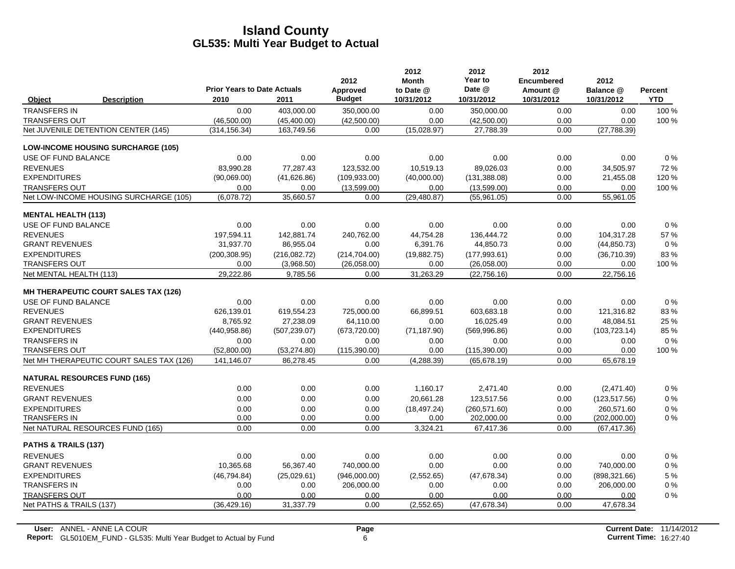# Island County
## GL535: Multi Year Budget to Actual

| Object | Description | Prior Years to Date Actuals 2010 | Prior Years to Date Actuals 2011 | 2012 Approved Budget | 2012 Month to Date @ 10/31/2012 | 2012 Year to Date @ 10/31/2012 | 2012 Encumbered Amount @ 10/31/2012 | 2012 Balance @ 10/31/2012 | Percent YTD |
|---|---|---|---|---|---|---|---|---|---|
| TRANSFERS IN | | 0.00 | 403,000.00 | 350,000.00 | 0.00 | 350,000.00 | 0.00 | 0.00 | 100 % |
| TRANSFERS OUT | | (46,500.00) | (45,400.00) | (42,500.00) | 0.00 | (42,500.00) | 0.00 | 0.00 | 100 % |
| Net JUVENILE DETENTION CENTER (145) | | (314,156.34) | 163,749.56 | 0.00 | (15,028.97) | 27,788.39 | 0.00 | (27,788.39) | |
| **LOW-INCOME HOUSING SURCHARGE (105)** | | | | | | | | | |
| USE OF FUND BALANCE | | 0.00 | 0.00 | 0.00 | 0.00 | 0.00 | 0.00 | 0.00 | 0 % |
| REVENUES | | 83,990.28 | 77,287.43 | 123,532.00 | 10,519.13 | 89,026.03 | 0.00 | 34,505.97 | 72 % |
| EXPENDITURES | | (90,069.00) | (41,626.86) | (109,933.00) | (40,000.00) | (131,388.08) | 0.00 | 21,455.08 | 120 % |
| TRANSFERS OUT | | 0.00 | 0.00 | (13,599.00) | 0.00 | (13,599.00) | 0.00 | 0.00 | 100 % |
| Net LOW-INCOME HOUSING SURCHARGE (105) | | (6,078.72) | 35,660.57 | 0.00 | (29,480.87) | (55,961.05) | 0.00 | 55,961.05 | |
| **MENTAL HEALTH (113)** | | | | | | | | | |
| USE OF FUND BALANCE | | 0.00 | 0.00 | 0.00 | 0.00 | 0.00 | 0.00 | 0.00 | 0 % |
| REVENUES | | 197,594.11 | 142,881.74 | 240,762.00 | 44,754.28 | 136,444.72 | 0.00 | 104,317.28 | 57 % |
| GRANT REVENUES | | 31,937.70 | 86,955.04 | 0.00 | 6,391.76 | 44,850.73 | 0.00 | (44,850.73) | 0 % |
| EXPENDITURES | | (200,308.95) | (216,082.72) | (214,704.00) | (19,882.75) | (177,993.61) | 0.00 | (36,710.39) | 83 % |
| TRANSFERS OUT | | 0.00 | (3,968.50) | (26,058.00) | 0.00 | (26,058.00) | 0.00 | 0.00 | 100 % |
| Net MENTAL HEALTH (113) | | 29,222.86 | 9,785.56 | 0.00 | 31,263.29 | (22,756.16) | 0.00 | 22,756.16 | |
| **MH THERAPEUTIC COURT SALES TAX (126)** | | | | | | | | | |
| USE OF FUND BALANCE | | 0.00 | 0.00 | 0.00 | 0.00 | 0.00 | 0.00 | 0.00 | 0 % |
| REVENUES | | 626,139.01 | 619,554.23 | 725,000.00 | 66,899.51 | 603,683.18 | 0.00 | 121,316.82 | 83 % |
| GRANT REVENUES | | 8,765.92 | 27,238.09 | 64,110.00 | 0.00 | 16,025.49 | 0.00 | 48,084.51 | 25 % |
| EXPENDITURES | | (440,958.86) | (507,239.07) | (673,720.00) | (71,187.90) | (569,996.86) | 0.00 | (103,723.14) | 85 % |
| TRANSFERS IN | | 0.00 | 0.00 | 0.00 | 0.00 | 0.00 | 0.00 | 0.00 | 0 % |
| TRANSFERS OUT | | (52,800.00) | (53,274.80) | (115,390.00) | 0.00 | (115,390.00) | 0.00 | 0.00 | 100 % |
| Net MH THERAPEUTIC COURT SALES TAX (126) | | 141,146.07 | 86,278.45 | 0.00 | (4,288.39) | (65,678.19) | 0.00 | 65,678.19 | |
| **NATURAL RESOURCES FUND (165)** | | | | | | | | | |
| REVENUES | | 0.00 | 0.00 | 0.00 | 1,160.17 | 2,471.40 | 0.00 | (2,471.40) | 0 % |
| GRANT REVENUES | | 0.00 | 0.00 | 0.00 | 20,661.28 | 123,517.56 | 0.00 | (123,517.56) | 0 % |
| EXPENDITURES | | 0.00 | 0.00 | 0.00 | (18,497.24) | (260,571.60) | 0.00 | 260,571.60 | 0 % |
| TRANSFERS IN | | 0.00 | 0.00 | 0.00 | 0.00 | 202,000.00 | 0.00 | (202,000.00) | 0 % |
| Net NATURAL RESOURCES FUND (165) | | 0.00 | 0.00 | 0.00 | 3,324.21 | 67,417.36 | 0.00 | (67,417.36) | |
| **PATHS & TRAILS (137)** | | | | | | | | | |
| REVENUES | | 0.00 | 0.00 | 0.00 | 0.00 | 0.00 | 0.00 | 0.00 | 0 % |
| GRANT REVENUES | | 10,365.68 | 56,367.40 | 740,000.00 | 0.00 | 0.00 | 0.00 | 740,000.00 | 0 % |
| EXPENDITURES | | (46,794.84) | (25,029.61) | (946,000.00) | (2,552.65) | (47,678.34) | 0.00 | (898,321.66) | 5 % |
| TRANSFERS IN | | 0.00 | 0.00 | 206,000.00 | 0.00 | 0.00 | 0.00 | 206,000.00 | 0 % |
| TRANSFERS OUT | | 0.00 | 0.00 | 0.00 | 0.00 | 0.00 | 0.00 | 0.00 | 0 % |
| Net PATHS & TRAILS (137) | | (36,429.16) | 31,337.79 | 0.00 | (2,552.65) | (47,678.34) | 0.00 | 47,678.34 | |

**User:** ANNEL - ANNE LA COUR
**Report:** GL5010EM_FUND - GL535: Multi Year Budget to Actual by Fund

**Current Date:** 11/14/2012
**Current Time:** 16:27:40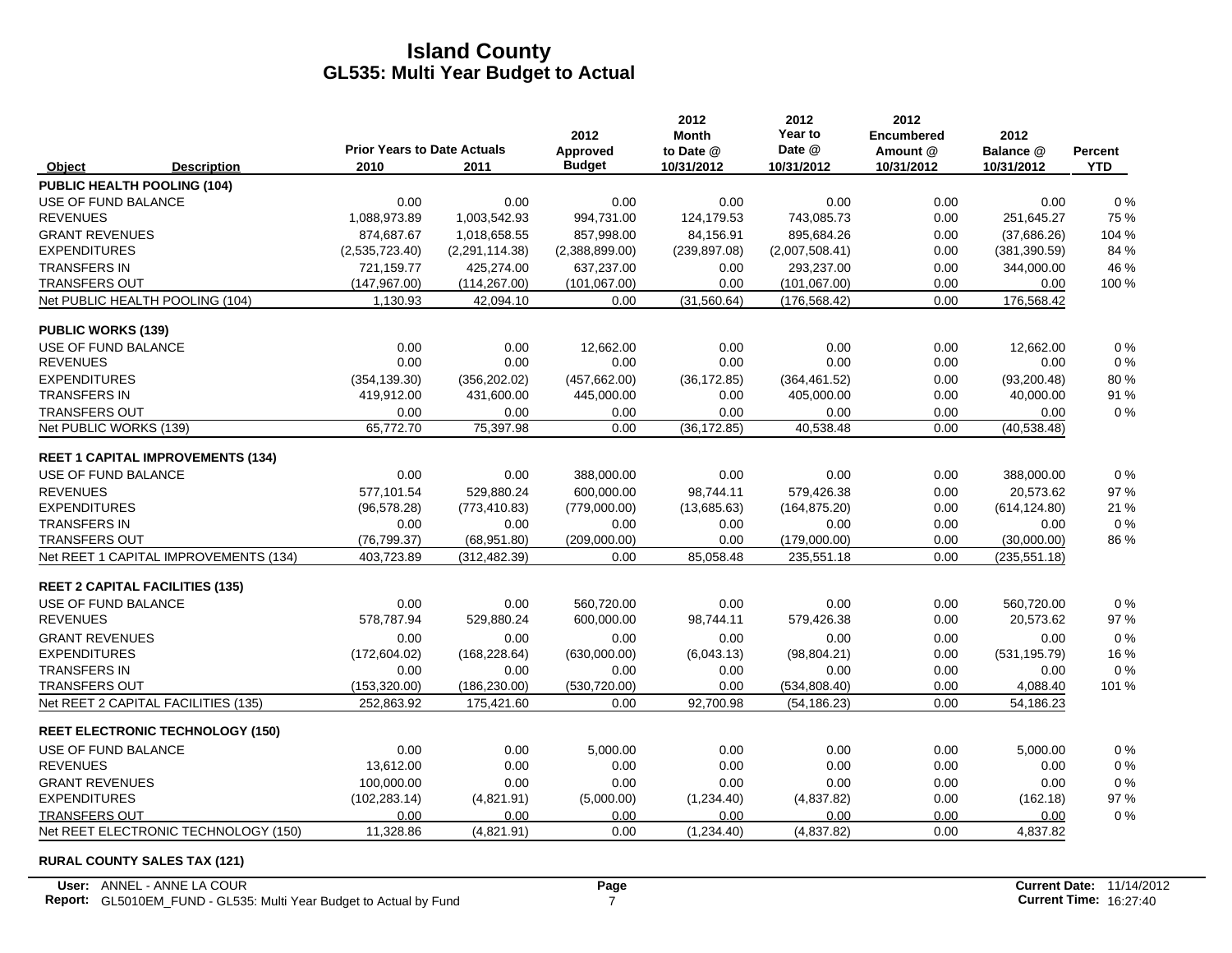# Island County
## GL535: Multi Year Budget to Actual

| Object | Description | Prior Years to Date Actuals 2010 | Prior Years to Date Actuals 2011 | 2012 Approved Budget | 2012 Month to Date @ 10/31/2012 | 2012 Year to Date @ 10/31/2012 | 2012 Encumbered Amount @ 10/31/2012 | 2012 Balance @ 10/31/2012 | Percent YTD |
|---|---|---|---|---|---|---|---|---|---|
| **PUBLIC HEALTH POOLING (104)** | | | | | | | | | |
| USE OF FUND BALANCE | | 0.00 | 0.00 | 0.00 | 0.00 | 0.00 | 0.00 | 0.00 | 0 % |
| REVENUES | | 1,088,973.89 | 1,003,542.93 | 994,731.00 | 124,179.53 | 743,085.73 | 0.00 | 251,645.27 | 75 % |
| GRANT REVENUES | | 874,687.67 | 1,018,658.55 | 857,998.00 | 84,156.91 | 895,684.26 | 0.00 | (37,686.26) | 104 % |
| EXPENDITURES | | (2,535,723.40) | (2,291,114.38) | (2,388,899.00) | (239,897.08) | (2,007,508.41) | 0.00 | (381,390.59) | 84 % |
| TRANSFERS IN | | 721,159.77 | 425,274.00 | 637,237.00 | 0.00 | 293,237.00 | 0.00 | 344,000.00 | 46 % |
| TRANSFERS OUT | | (147,967.00) | (114,267.00) | (101,067.00) | 0.00 | (101,067.00) | 0.00 | 0.00 | 100 % |
| Net PUBLIC HEALTH POOLING (104) | | 1,130.93 | 42,094.10 | 0.00 | (31,560.64) | (176,568.42) | 0.00 | 176,568.42 | |
| **PUBLIC WORKS (139)** | | | | | | | | | |
| USE OF FUND BALANCE | | 0.00 | 0.00 | 12,662.00 | 0.00 | 0.00 | 0.00 | 12,662.00 | 0 % |
| REVENUES | | 0.00 | 0.00 | 0.00 | 0.00 | 0.00 | 0.00 | 0.00 | 0 % |
| EXPENDITURES | | (354,139.30) | (356,202.02) | (457,662.00) | (36,172.85) | (364,461.52) | 0.00 | (93,200.48) | 80 % |
| TRANSFERS IN | | 419,912.00 | 431,600.00 | 445,000.00 | 0.00 | 405,000.00 | 0.00 | 40,000.00 | 91 % |
| TRANSFERS OUT | | 0.00 | 0.00 | 0.00 | 0.00 | 0.00 | 0.00 | 0.00 | 0 % |
| Net PUBLIC WORKS (139) | | 65,772.70 | 75,397.98 | 0.00 | (36,172.85) | 40,538.48 | 0.00 | (40,538.48) | |
| **REET 1 CAPITAL IMPROVEMENTS (134)** | | | | | | | | | |
| USE OF FUND BALANCE | | 0.00 | 0.00 | 388,000.00 | 0.00 | 0.00 | 0.00 | 388,000.00 | 0 % |
| REVENUES | | 577,101.54 | 529,880.24 | 600,000.00 | 98,744.11 | 579,426.38 | 0.00 | 20,573.62 | 97 % |
| EXPENDITURES | | (96,578.28) | (773,410.83) | (779,000.00) | (13,685.63) | (164,875.20) | 0.00 | (614,124.80) | 21 % |
| TRANSFERS IN | | 0.00 | 0.00 | 0.00 | 0.00 | 0.00 | 0.00 | 0.00 | 0 % |
| TRANSFERS OUT | | (76,799.37) | (68,951.80) | (209,000.00) | 0.00 | (179,000.00) | 0.00 | (30,000.00) | 86 % |
| Net REET 1 CAPITAL IMPROVEMENTS (134) | | 403,723.89 | (312,482.39) | 0.00 | 85,058.48 | 235,551.18 | 0.00 | (235,551.18) | |
| **REET 2 CAPITAL FACILITIES (135)** | | | | | | | | | |
| USE OF FUND BALANCE | | 0.00 | 0.00 | 560,720.00 | 0.00 | 0.00 | 0.00 | 560,720.00 | 0 % |
| REVENUES | | 578,787.94 | 529,880.24 | 600,000.00 | 98,744.11 | 579,426.38 | 0.00 | 20,573.62 | 97 % |
| GRANT REVENUES | | 0.00 | 0.00 | 0.00 | 0.00 | 0.00 | 0.00 | 0.00 | 0 % |
| EXPENDITURES | | (172,604.02) | (168,228.64) | (630,000.00) | (6,043.13) | (98,804.21) | 0.00 | (531,195.79) | 16 % |
| TRANSFERS IN | | 0.00 | 0.00 | 0.00 | 0.00 | 0.00 | 0.00 | 0.00 | 0 % |
| TRANSFERS OUT | | (153,320.00) | (186,230.00) | (530,720.00) | 0.00 | (534,808.40) | 0.00 | 4,088.40 | 101 % |
| Net REET 2 CAPITAL FACILITIES (135) | | 252,863.92 | 175,421.60 | 0.00 | 92,700.98 | (54,186.23) | 0.00 | 54,186.23 | |
| **REET ELECTRONIC TECHNOLOGY (150)** | | | | | | | | | |
| USE OF FUND BALANCE | | 0.00 | 0.00 | 5,000.00 | 0.00 | 0.00 | 0.00 | 5,000.00 | 0 % |
| REVENUES | | 13,612.00 | 0.00 | 0.00 | 0.00 | 0.00 | 0.00 | 0.00 | 0 % |
| GRANT REVENUES | | 100,000.00 | 0.00 | 0.00 | 0.00 | 0.00 | 0.00 | 0.00 | 0 % |
| EXPENDITURES | | (102,283.14) | (4,821.91) | (5,000.00) | (1,234.40) | (4,837.82) | 0.00 | (162.18) | 97 % |
| TRANSFERS OUT | | 0.00 | 0.00 | 0.00 | 0.00 | 0.00 | 0.00 | 0.00 | 0 % |
| Net REET ELECTRONIC TECHNOLOGY (150) | | 11,328.86 | (4,821.91) | 0.00 | (1,234.40) | (4,837.82) | 0.00 | 4,837.82 | |

**RURAL COUNTY SALES TAX (121)**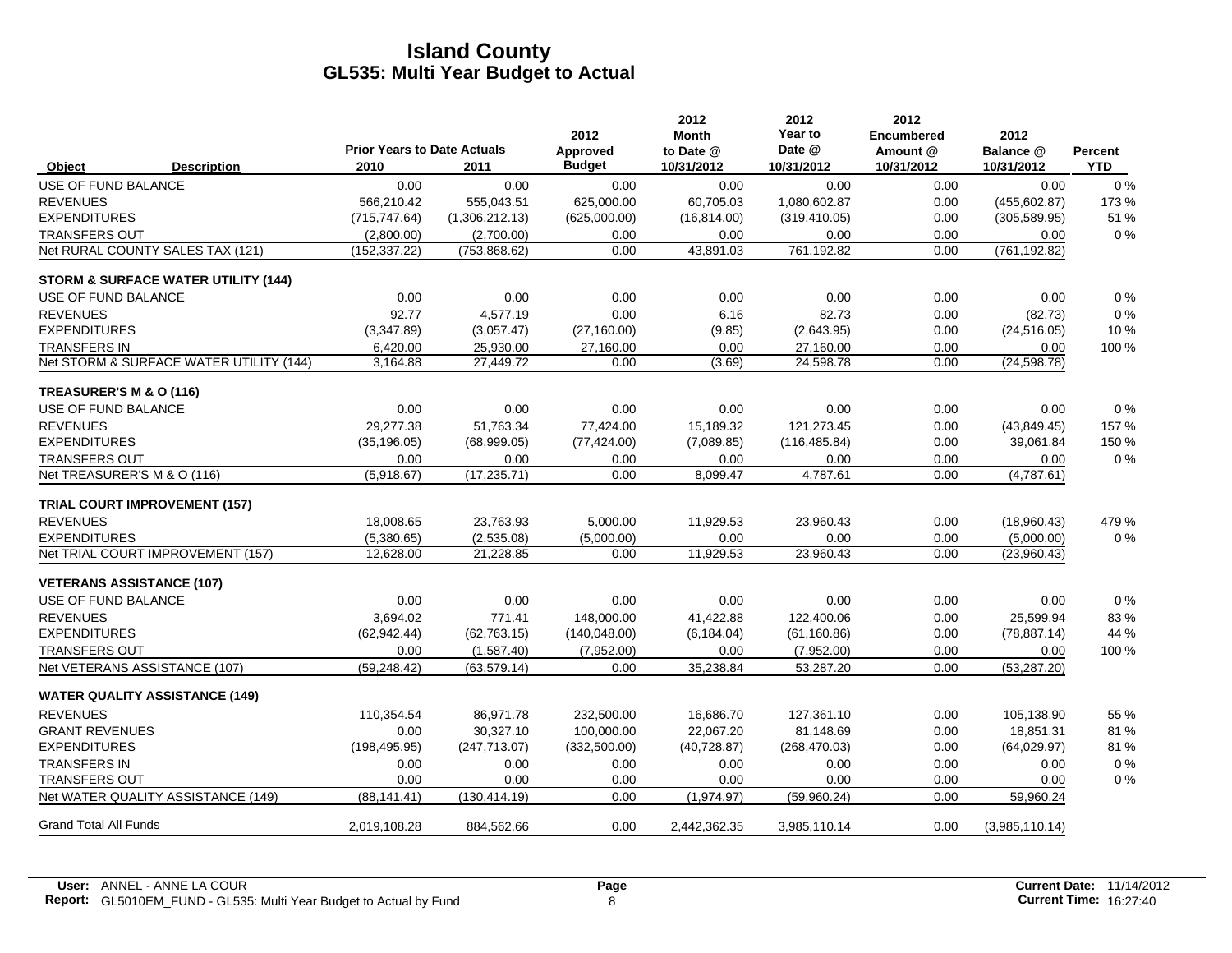# Island County
## GL535: Multi Year Budget to Actual

| Object | Description | Prior Years to Date Actuals 2010 | 2011 | 2012 Approved Budget | 2012 Month to Date @ 10/31/2012 | 2012 Year to Date @ 10/31/2012 | 2012 Encumbered Amount @ 10/31/2012 | 2012 Balance @ 10/31/2012 | Percent YTD |
|---|---|---|---|---|---|---|---|---|---|
| USE OF FUND BALANCE | | 0.00 | 0.00 | 0.00 | 0.00 | 0.00 | 0.00 | 0.00 | 0 % |
| REVENUES | | 566,210.42 | 555,043.51 | 625,000.00 | 60,705.03 | 1,080,602.87 | 0.00 | (455,602.87) | 173 % |
| EXPENDITURES | | (715,747.64) | (1,306,212.13) | (625,000.00) | (16,814.00) | (319,410.05) | 0.00 | (305,589.95) | 51 % |
| TRANSFERS OUT | | (2,800.00) | (2,700.00) | 0.00 | 0.00 | 0.00 | 0.00 | 0.00 | 0 % |
| Net RURAL COUNTY SALES TAX (121) | | (152,337.22) | (753,868.62) | 0.00 | 43,891.03 | 761,192.82 | 0.00 | (761,192.82) | |
| **STORM & SURFACE WATER UTILITY (144)** | | | | | | | | | |
| USE OF FUND BALANCE | | 0.00 | 0.00 | 0.00 | 0.00 | 0.00 | 0.00 | 0.00 | 0 % |
| REVENUES | | 92.77 | 4,577.19 | 0.00 | 6.16 | 82.73 | 0.00 | (82.73) | 0 % |
| EXPENDITURES | | (3,347.89) | (3,057.47) | (27,160.00) | (9.85) | (2,643.95) | 0.00 | (24,516.05) | 10 % |
| TRANSFERS IN | | 6,420.00 | 25,930.00 | 27,160.00 | 0.00 | 27,160.00 | 0.00 | 0.00 | 100 % |
| Net STORM & SURFACE WATER UTILITY (144) | | 3,164.88 | 27,449.72 | 0.00 | (3.69) | 24,598.78 | 0.00 | (24,598.78) | |
| **TREASURER'S M & O (116)** | | | | | | | | | |
| USE OF FUND BALANCE | | 0.00 | 0.00 | 0.00 | 0.00 | 0.00 | 0.00 | 0.00 | 0 % |
| REVENUES | | 29,277.38 | 51,763.34 | 77,424.00 | 15,189.32 | 121,273.45 | 0.00 | (43,849.45) | 157 % |
| EXPENDITURES | | (35,196.05) | (68,999.05) | (77,424.00) | (7,089.85) | (116,485.84) | 0.00 | 39,061.84 | 150 % |
| TRANSFERS OUT | | 0.00 | 0.00 | 0.00 | 0.00 | 0.00 | 0.00 | 0.00 | 0 % |
| Net TREASURER'S M & O (116) | | (5,918.67) | (17,235.71) | 0.00 | 8,099.47 | 4,787.61 | 0.00 | (4,787.61) | |
| **TRIAL COURT IMPROVEMENT (157)** | | | | | | | | | |
| REVENUES | | 18,008.65 | 23,763.93 | 5,000.00 | 11,929.53 | 23,960.43 | 0.00 | (18,960.43) | 479 % |
| EXPENDITURES | | (5,380.65) | (2,535.08) | (5,000.00) | 0.00 | 0.00 | 0.00 | (5,000.00) | 0 % |
| Net TRIAL COURT IMPROVEMENT (157) | | 12,628.00 | 21,228.85 | 0.00 | 11,929.53 | 23,960.43 | 0.00 | (23,960.43) | |
| **VETERANS ASSISTANCE (107)** | | | | | | | | | |
| USE OF FUND BALANCE | | 0.00 | 0.00 | 0.00 | 0.00 | 0.00 | 0.00 | 0.00 | 0 % |
| REVENUES | | 3,694.02 | 771.41 | 148,000.00 | 41,422.88 | 122,400.06 | 0.00 | 25,599.94 | 83 % |
| EXPENDITURES | | (62,942.44) | (62,763.15) | (140,048.00) | (6,184.04) | (61,160.86) | 0.00 | (78,887.14) | 44 % |
| TRANSFERS OUT | | 0.00 | (1,587.40) | (7,952.00) | 0.00 | (7,952.00) | 0.00 | 0.00 | 100 % |
| Net VETERANS ASSISTANCE (107) | | (59,248.42) | (63,579.14) | 0.00 | 35,238.84 | 53,287.20 | 0.00 | (53,287.20) | |
| **WATER QUALITY ASSISTANCE (149)** | | | | | | | | | |
| REVENUES | | 110,354.54 | 86,971.78 | 232,500.00 | 16,686.70 | 127,361.10 | 0.00 | 105,138.90 | 55 % |
| GRANT REVENUES | | 0.00 | 30,327.10 | 100,000.00 | 22,067.20 | 81,148.69 | 0.00 | 18,851.31 | 81 % |
| EXPENDITURES | | (198,495.95) | (247,713.07) | (332,500.00) | (40,728.87) | (268,470.03) | 0.00 | (64,029.97) | 81 % |
| TRANSFERS IN | | 0.00 | 0.00 | 0.00 | 0.00 | 0.00 | 0.00 | 0.00 | 0 % |
| TRANSFERS OUT | | 0.00 | 0.00 | 0.00 | 0.00 | 0.00 | 0.00 | 0.00 | 0 % |
| Net WATER QUALITY ASSISTANCE (149) | | (88,141.41) | (130,414.19) | 0.00 | (1,974.97) | (59,960.24) | 0.00 | 59,960.24 | |
| Grand Total All Funds | | 2,019,108.28 | 884,562.66 | 0.00 | 2,442,362.35 | 3,985,110.14 | 0.00 | (3,985,110.14) | |

**User:** ANNEL - ANNE LA COUR
**Report:** GL5010EM_FUND - GL535: Multi Year Budget to Actual by Fund

**Current Date:** 11/14/2012
**Current Time:** 16:27:40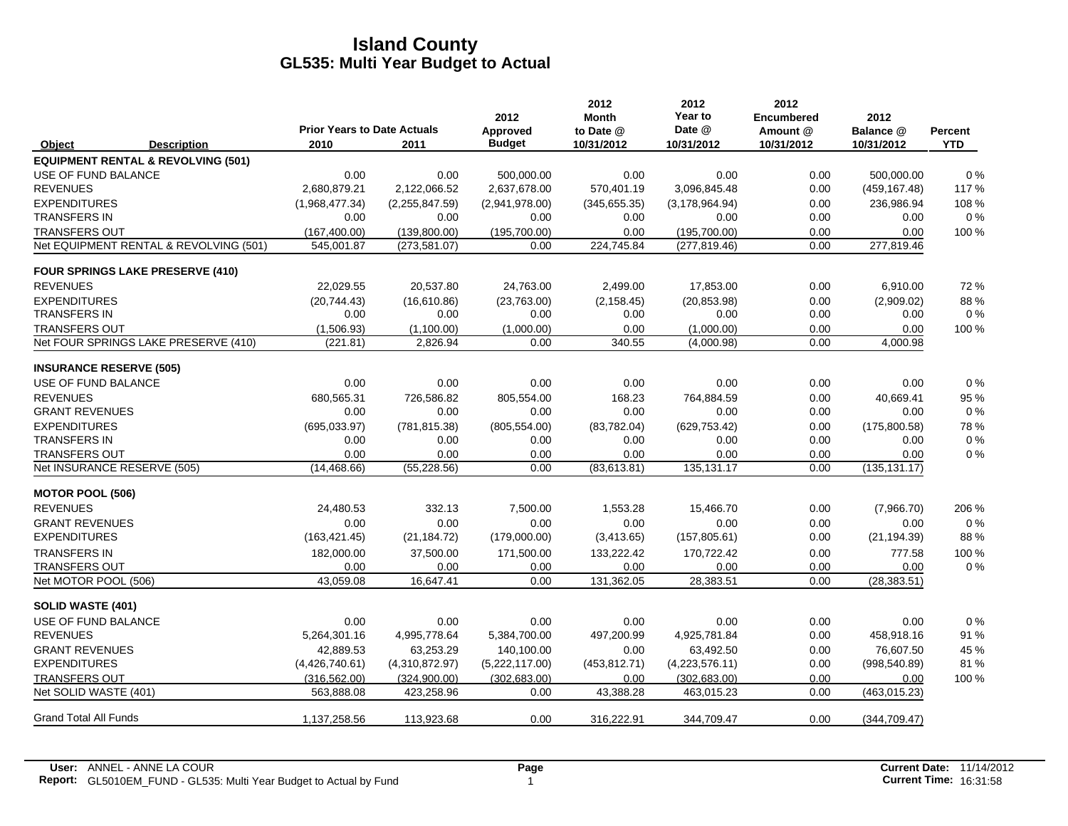# Island County
## GL535: Multi Year Budget to Actual

| Object | Description | Prior Years to Date Actuals 2010 | 2011 | 2012 Approved Budget | 2012 Month to Date @ 10/31/2012 | 2012 Year to Date @ 10/31/2012 | 2012 Encumbered Amount @ 10/31/2012 | 2012 Balance @ 10/31/2012 | Percent YTD |
|---|---|---|---|---|---|---|---|---|---|
| **EQUIPMENT RENTAL & REVOLVING (501)** | | | | | | | | | |
| USE OF FUND BALANCE | | 0.00 | 0.00 | 500,000.00 | 0.00 | 0.00 | 0.00 | 500,000.00 | 0 % |
| REVENUES | | 2,680,879.21 | 2,122,066.52 | 2,637,678.00 | 570,401.19 | 3,096,845.48 | 0.00 | (459,167.48) | 117 % |
| EXPENDITURES | | (1,968,477.34) | (2,255,847.59) | (2,941,978.00) | (345,655.35) | (3,178,964.94) | 0.00 | 236,986.94 | 108 % |
| TRANSFERS IN | | 0.00 | 0.00 | 0.00 | 0.00 | 0.00 | 0.00 | 0.00 | 0 % |
| TRANSFERS OUT | | (167,400.00) | (139,800.00) | (195,700.00) | 0.00 | (195,700.00) | 0.00 | 0.00 | 100 % |
| Net EQUIPMENT RENTAL & REVOLVING (501) | | 545,001.87 | (273,581.07) | 0.00 | 224,745.84 | (277,819.46) | 0.00 | 277,819.46 | |
| **FOUR SPRINGS LAKE PRESERVE (410)** | | | | | | | | | |
| REVENUES | | 22,029.55 | 20,537.80 | 24,763.00 | 2,499.00 | 17,853.00 | 0.00 | 6,910.00 | 72 % |
| EXPENDITURES | | (20,744.43) | (16,610.86) | (23,763.00) | (2,158.45) | (20,853.98) | 0.00 | (2,909.02) | 88 % |
| TRANSFERS IN | | 0.00 | 0.00 | 0.00 | 0.00 | 0.00 | 0.00 | 0.00 | 0 % |
| TRANSFERS OUT | | (1,506.93) | (1,100.00) | (1,000.00) | 0.00 | (1,000.00) | 0.00 | 0.00 | 100 % |
| Net FOUR SPRINGS LAKE PRESERVE (410) | | (221.81) | 2,826.94 | 0.00 | 340.55 | (4,000.98) | 0.00 | 4,000.98 | |
| **INSURANCE RESERVE (505)** | | | | | | | | | |
| USE OF FUND BALANCE | | 0.00 | 0.00 | 0.00 | 0.00 | 0.00 | 0.00 | 0.00 | 0 % |
| REVENUES | | 680,565.31 | 726,586.82 | 805,554.00 | 168.23 | 764,884.59 | 0.00 | 40,669.41 | 95 % |
| GRANT REVENUES | | 0.00 | 0.00 | 0.00 | 0.00 | 0.00 | 0.00 | 0.00 | 0 % |
| EXPENDITURES | | (695,033.97) | (781,815.38) | (805,554.00) | (83,782.04) | (629,753.42) | 0.00 | (175,800.58) | 78 % |
| TRANSFERS IN | | 0.00 | 0.00 | 0.00 | 0.00 | 0.00 | 0.00 | 0.00 | 0 % |
| TRANSFERS OUT | | 0.00 | 0.00 | 0.00 | 0.00 | 0.00 | 0.00 | 0.00 | 0 % |
| Net INSURANCE RESERVE (505) | | (14,468.66) | (55,228.56) | 0.00 | (83,613.81) | 135,131.17 | 0.00 | (135,131.17) | |
| **MOTOR POOL (506)** | | | | | | | | | |
| REVENUES | | 24,480.53 | 332.13 | 7,500.00 | 1,553.28 | 15,466.70 | 0.00 | (7,966.70) | 206 % |
| GRANT REVENUES | | 0.00 | 0.00 | 0.00 | 0.00 | 0.00 | 0.00 | 0.00 | 0 % |
| EXPENDITURES | | (163,421.45) | (21,184.72) | (179,000.00) | (3,413.65) | (157,805.61) | 0.00 | (21,194.39) | 88 % |
| TRANSFERS IN | | 182,000.00 | 37,500.00 | 171,500.00 | 133,222.42 | 170,722.42 | 0.00 | 777.58 | 100 % |
| TRANSFERS OUT | | 0.00 | 0.00 | 0.00 | 0.00 | 0.00 | 0.00 | 0.00 | 0 % |
| Net MOTOR POOL (506) | | 43,059.08 | 16,647.41 | 0.00 | 131,362.05 | 28,383.51 | 0.00 | (28,383.51) | |
| **SOLID WASTE (401)** | | | | | | | | | |
| USE OF FUND BALANCE | | 0.00 | 0.00 | 0.00 | 0.00 | 0.00 | 0.00 | 0.00 | 0 % |
| REVENUES | | 5,264,301.16 | 4,995,778.64 | 5,384,700.00 | 497,200.99 | 4,925,781.84 | 0.00 | 458,918.16 | 91 % |
| GRANT REVENUES | | 42,889.53 | 63,253.29 | 140,100.00 | 0.00 | 63,492.50 | 0.00 | 76,607.50 | 45 % |
| EXPENDITURES | | (4,426,740.61) | (4,310,872.97) | (5,222,117.00) | (453,812.71) | (4,223,576.11) | 0.00 | (998,540.89) | 81 % |
| TRANSFERS OUT | | (316,562.00) | (324,900.00) | (302,683.00) | 0.00 | (302,683.00) | 0.00 | 0.00 | 100 % |
| Net SOLID WASTE (401) | | 563,888.08 | 423,258.96 | 0.00 | 43,388.28 | 463,015.23 | 0.00 | (463,015.23) | |
| Grand Total All Funds | | 1,137,258.56 | 113,923.68 | 0.00 | 316,222.91 | 344,709.47 | 0.00 | (344,709.47) | |

**User:** ANNEL - ANNE LA COUR
**Report:** GL5010EM_FUND - GL535: Multi Year Budget to Actual by Fund

**Current Date:** 11/14/2012
**Current Time:** 16:31:58